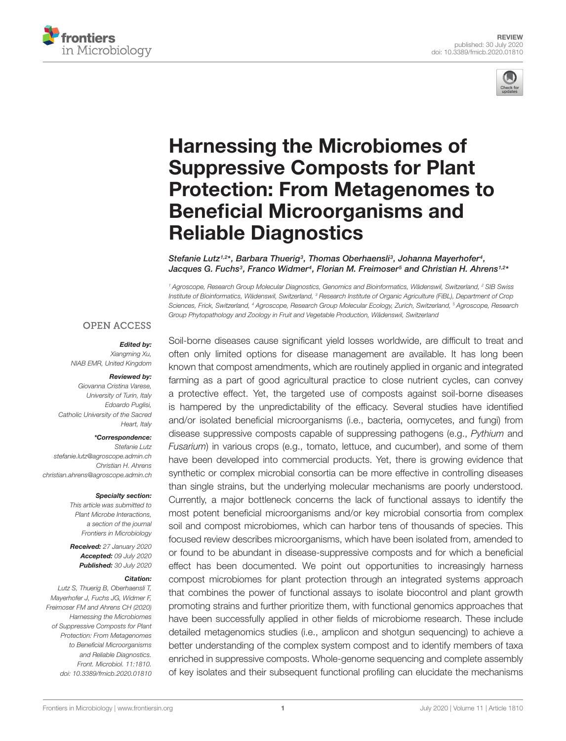REVIEW
published: 30 July 2020
doi: 10.3389/fmicb.2020.01810

# Harnessing the Microbiomes of Suppressive Composts for Plant Protection: From Metagenomes to Beneficial Microorganisms and Reliable Diagnostics

*Stefanie Lutz[1,2]\*, Barbara Thuerig[3], Thomas Oberhaensli[3], Johanna Mayerhofer[4], Jacques G. Fuchs[3], Franco Widmer[4], Florian M. Freimoser[5] and Christian H. Ahrens[1,2]\**

[1] Agroscope, Research Group Molecular Diagnostics, Genomics and Bioinformatics, Wädenswil, Switzerland, [2] SIB Swiss Institute of Bioinformatics, Wädenswil, Switzerland, [3] Research Institute of Organic Agriculture (FiBL), Department of Crop Sciences, Frick, Switzerland, [4] Agroscope, Research Group Molecular Ecology, Zurich, Switzerland, [5] Agroscope, Research Group Phytopathology and Zoology in Fruit and Vegetable Production, Wädenswil, Switzerland

OPEN ACCESS

***Edited by:***
Xiangming Xu,
NIAB EMR, United Kingdom

***Reviewed by:***
Giovanna Cristina Varese,
University of Turin, Italy
Edoardo Puglisi,
Catholic University of the Sacred Heart, Italy

***\*Correspondence:***
Stefanie Lutz
stefanie.lutz@agroscope.admin.ch
Christian H. Ahrens
christian.ahrens@agroscope.admin.ch

***Specialty section:***
This article was submitted to Plant Microbe Interactions, a section of the journal Frontiers in Microbiology

***Received:*** 27 January 2020
***Accepted:*** 09 July 2020
***Published:*** 30 July 2020

***Citation:***
Lutz S, Thuerig B, Oberhaensli T, Mayerhofer J, Fuchs JG, Widmer F, Freimoser FM and Ahrens CH (2020) Harnessing the Microbiomes of Suppressive Composts for Plant Protection: From Metagenomes to Beneficial Microorganisms and Reliable Diagnostics. Front. Microbiol. 11:1810. doi: 10.3389/fmicb.2020.01810

Soil-borne diseases cause significant yield losses worldwide, are difficult to treat and often only limited options for disease management are available. It has long been known that compost amendments, which are routinely applied in organic and integrated farming as a part of good agricultural practice to close nutrient cycles, can convey a protective effect. Yet, the targeted use of composts against soil-borne diseases is hampered by the unpredictability of the efficacy. Several studies have identified and/or isolated beneficial microorganisms (i.e., bacteria, oomycetes, and fungi) from disease suppressive composts capable of suppressing pathogens (e.g., *Pythium* and *Fusarium*) in various crops (e.g., tomato, lettuce, and cucumber), and some of them have been developed into commercial products. Yet, there is growing evidence that synthetic or complex microbial consortia can be more effective in controlling diseases than single strains, but the underlying molecular mechanisms are poorly understood. Currently, a major bottleneck concerns the lack of functional assays to identify the most potent beneficial microorganisms and/or key microbial consortia from complex soil and compost microbiomes, which can harbor tens of thousands of species. This focused review describes microorganisms, which have been isolated from, amended to or found to be abundant in disease-suppressive composts and for which a beneficial effect has been documented. We point out opportunities to increasingly harness compost microbiomes for plant protection through an integrated systems approach that combines the power of functional assays to isolate biocontrol and plant growth promoting strains and further prioritize them, with functional genomics approaches that have been successfully applied in other fields of microbiome research. These include detailed metagenomics studies (i.e., amplicon and shotgun sequencing) to achieve a better understanding of the complex system compost and to identify members of taxa enriched in suppressive composts. Whole-genome sequencing and complete assembly of key isolates and their subsequent functional profiling can elucidate the mechanisms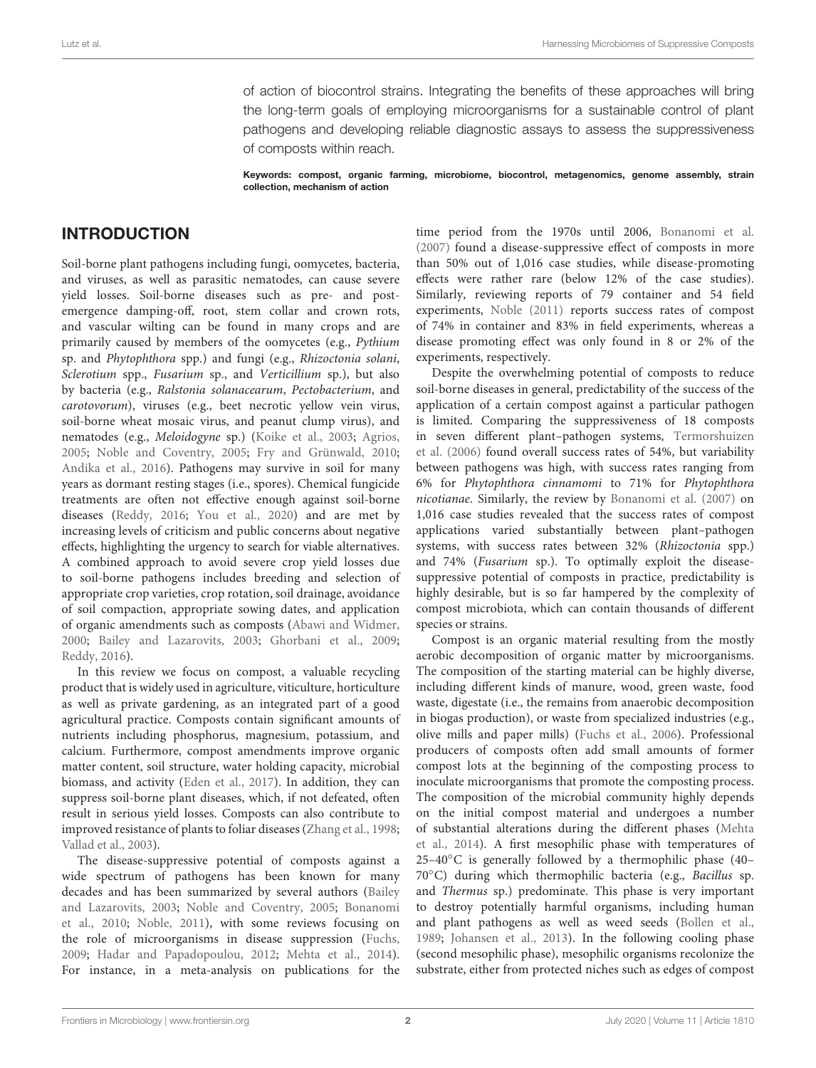of action of biocontrol strains. Integrating the benefits of these approaches will bring the long-term goals of employing microorganisms for a sustainable control of plant pathogens and developing reliable diagnostic assays to assess the suppressiveness of composts within reach.

**Keywords: compost, organic farming, microbiome, biocontrol, metagenomics, genome assembly, strain collection, mechanism of action**

## INTRODUCTION

Soil-borne plant pathogens including fungi, oomycetes, bacteria, and viruses, as well as parasitic nematodes, can cause severe yield losses. Soil-borne diseases such as pre- and post-emergence damping-off, root, stem collar and crown rots, and vascular wilting can be found in many crops and are primarily caused by members of the oomycetes (e.g., *Pythium* sp. and *Phytophthora* spp.) and fungi (e.g., *Rhizoctonia solani*, *Sclerotium* spp., *Fusarium* sp., and *Verticillium* sp.), but also by bacteria (e.g., *Ralstonia solanacearum*, *Pectobacterium*, and *carotovorum*), viruses (e.g., beet necrotic yellow vein virus, soil-borne wheat mosaic virus, and peanut clump virus), and nematodes (e.g., *Meloidogyne* sp.) (Koike et al., 2003; Agrios, 2005; Noble and Coventry, 2005; Fry and Grünwald, 2010; Andika et al., 2016). Pathogens may survive in soil for many years as dormant resting stages (i.e., spores). Chemical fungicide treatments are often not effective enough against soil-borne diseases (Reddy, 2016; You et al., 2020) and are met by increasing levels of criticism and public concerns about negative effects, highlighting the urgency to search for viable alternatives. A combined approach to avoid severe crop yield losses due to soil-borne pathogens includes breeding and selection of appropriate crop varieties, crop rotation, soil drainage, avoidance of soil compaction, appropriate sowing dates, and application of organic amendments such as composts (Abawi and Widmer, 2000; Bailey and Lazarovits, 2003; Ghorbani et al., 2009; Reddy, 2016).

In this review we focus on compost, a valuable recycling product that is widely used in agriculture, viticulture, horticulture as well as private gardening, as an integrated part of a good agricultural practice. Composts contain significant amounts of nutrients including phosphorus, magnesium, potassium, and calcium. Furthermore, compost amendments improve organic matter content, soil structure, water holding capacity, microbial biomass, and activity (Eden et al., 2017). In addition, they can suppress soil-borne plant diseases, which, if not defeated, often result in serious yield losses. Composts can also contribute to improved resistance of plants to foliar diseases (Zhang et al., 1998; Vallad et al., 2003).

The disease-suppressive potential of composts against a wide spectrum of pathogens has been known for many decades and has been summarized by several authors (Bailey and Lazarovits, 2003; Noble and Coventry, 2005; Bonanomi et al., 2010; Noble, 2011), with some reviews focusing on the role of microorganisms in disease suppression (Fuchs, 2009; Hadar and Papadopoulou, 2012; Mehta et al., 2014). For instance, in a meta-analysis on publications for the time period from the 1970s until 2006, Bonanomi et al. (2007) found a disease-suppressive effect of composts in more than 50% out of 1,016 case studies, while disease-promoting effects were rather rare (below 12% of the case studies). Similarly, reviewing reports of 79 container and 54 field experiments, Noble (2011) reports success rates of compost of 74% in container and 83% in field experiments, whereas a disease promoting effect was only found in 8 or 2% of the experiments, respectively.

Despite the overwhelming potential of composts to reduce soil-borne diseases in general, predictability of the success of the application of a certain compost against a particular pathogen is limited. Comparing the suppressiveness of 18 composts in seven different plant–pathogen systems, Termorshuizen et al. (2006) found overall success rates of 54%, but variability between pathogens was high, with success rates ranging from 6% for *Phytophthora cinnamomi* to 71% for *Phytophthora nicotianae*. Similarly, the review by Bonanomi et al. (2007) on 1,016 case studies revealed that the success rates of compost applications varied substantially between plant–pathogen systems, with success rates between 32% (*Rhizoctonia* spp.) and 74% (*Fusarium* sp.). To optimally exploit the disease-suppressive potential of composts in practice, predictability is highly desirable, but is so far hampered by the complexity of compost microbiota, which can contain thousands of different species or strains.

Compost is an organic material resulting from the mostly aerobic decomposition of organic matter by microorganisms. The composition of the starting material can be highly diverse, including different kinds of manure, wood, green waste, food waste, digestate (i.e., the remains from anaerobic decomposition in biogas production), or waste from specialized industries (e.g., olive mills and paper mills) (Fuchs et al., 2006). Professional producers of composts often add small amounts of former compost lots at the beginning of the composting process to inoculate microorganisms that promote the composting process. The composition of the microbial community highly depends on the initial compost material and undergoes a number of substantial alterations during the different phases (Mehta et al., 2014). A first mesophilic phase with temperatures of 25–40°C is generally followed by a thermophilic phase (40–70°C) during which thermophilic bacteria (e.g., *Bacillus* sp. and *Thermus* sp.) predominate. This phase is very important to destroy potentially harmful organisms, including human and plant pathogens as well as weed seeds (Bollen et al., 1989; Johansen et al., 2013). In the following cooling phase (second mesophilic phase), mesophilic organisms recolonize the substrate, either from protected niches such as edges of compost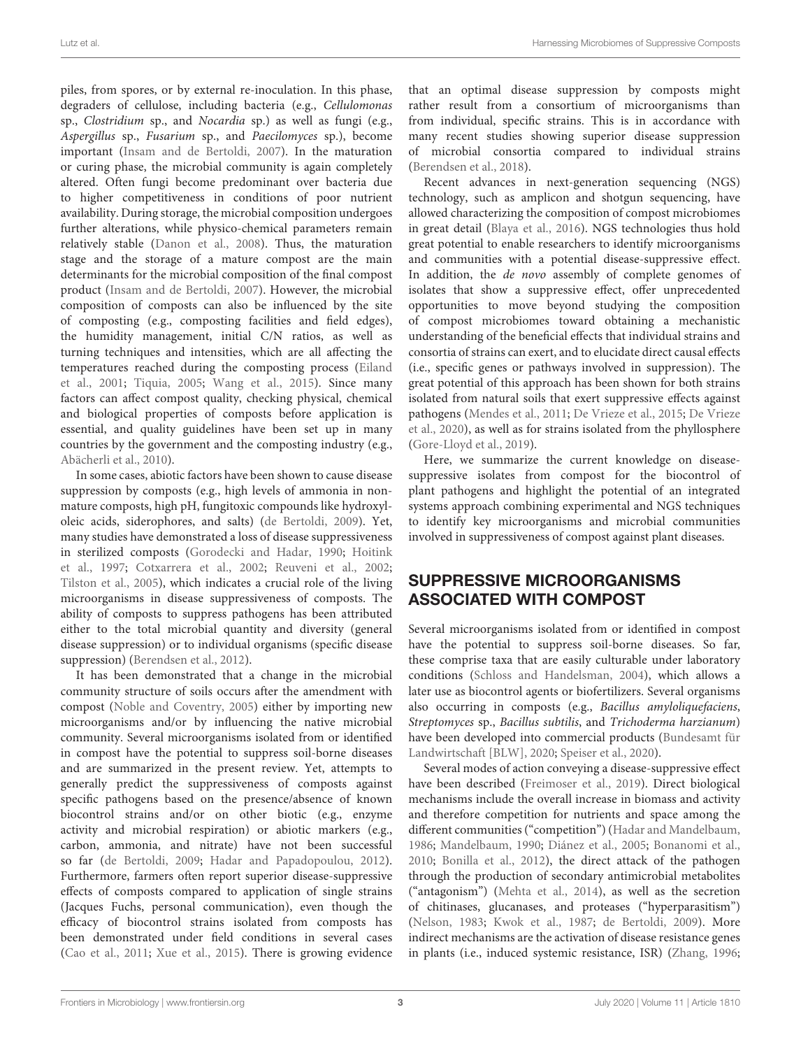piles, from spores, or by external re-inoculation. In this phase, degraders of cellulose, including bacteria (e.g., *Cellulomonas* sp., *Clostridium* sp., and *Nocardia* sp.) as well as fungi (e.g., *Aspergillus* sp., *Fusarium* sp., and *Paecilomyces* sp.), become important (Insam and de Bertoldi, 2007). In the maturation or curing phase, the microbial community is again completely altered. Often fungi become predominant over bacteria due to higher competitiveness in conditions of poor nutrient availability. During storage, the microbial composition undergoes further alterations, while physico-chemical parameters remain relatively stable (Danon et al., 2008). Thus, the maturation stage and the storage of a mature compost are the main determinants for the microbial composition of the final compost product (Insam and de Bertoldi, 2007). However, the microbial composition of composts can also be influenced by the site of composting (e.g., composting facilities and field edges), the humidity management, initial C/N ratios, as well as turning techniques and intensities, which are all affecting the temperatures reached during the composting process (Eiland et al., 2001; Tiquia, 2005; Wang et al., 2015). Since many factors can affect compost quality, checking physical, chemical and biological properties of composts before application is essential, and quality guidelines have been set up in many countries by the government and the composting industry (e.g., Abächerli et al., 2010).

In some cases, abiotic factors have been shown to cause disease suppression by composts (e.g., high levels of ammonia in non-mature composts, high pH, fungitoxic compounds like hydroxyl-oleic acids, siderophores, and salts) (de Bertoldi, 2009). Yet, many studies have demonstrated a loss of disease suppressiveness in sterilized composts (Gorodecki and Hadar, 1990; Hoitink et al., 1997; Cotxarrera et al., 2002; Reuveni et al., 2002; Tilston et al., 2005), which indicates a crucial role of the living microorganisms in disease suppressiveness of composts. The ability of composts to suppress pathogens has been attributed either to the total microbial quantity and diversity (general disease suppression) or to individual organisms (specific disease suppression) (Berendsen et al., 2012).

It has been demonstrated that a change in the microbial community structure of soils occurs after the amendment with compost (Noble and Coventry, 2005) either by importing new microorganisms and/or by influencing the native microbial community. Several microorganisms isolated from or identified in compost have the potential to suppress soil-borne diseases and are summarized in the present review. Yet, attempts to generally predict the suppressiveness of composts against specific pathogens based on the presence/absence of known biocontrol strains and/or on other biotic (e.g., enzyme activity and microbial respiration) or abiotic markers (e.g., carbon, ammonia, and nitrate) have not been successful so far (de Bertoldi, 2009; Hadar and Papadopoulou, 2012). Furthermore, farmers often report superior disease-suppressive effects of composts compared to application of single strains (Jacques Fuchs, personal communication), even though the efficacy of biocontrol strains isolated from composts has been demonstrated under field conditions in several cases (Cao et al., 2011; Xue et al., 2015). There is growing evidence that an optimal disease suppression by composts might rather result from a consortium of microorganisms than from individual, specific strains. This is in accordance with many recent studies showing superior disease suppression of microbial consortia compared to individual strains (Berendsen et al., 2018).

Recent advances in next-generation sequencing (NGS) technology, such as amplicon and shotgun sequencing, have allowed characterizing the composition of compost microbiomes in great detail (Blaya et al., 2016). NGS technologies thus hold great potential to enable researchers to identify microorganisms and communities with a potential disease-suppressive effect. In addition, the *de novo* assembly of complete genomes of isolates that show a suppressive effect, offer unprecedented opportunities to move beyond studying the composition of compost microbiomes toward obtaining a mechanistic understanding of the beneficial effects that individual strains and consortia of strains can exert, and to elucidate direct causal effects (i.e., specific genes or pathways involved in suppression). The great potential of this approach has been shown for both strains isolated from natural soils that exert suppressive effects against pathogens (Mendes et al., 2011; De Vrieze et al., 2015; De Vrieze et al., 2020), as well as for strains isolated from the phyllosphere (Gore-Lloyd et al., 2019).

Here, we summarize the current knowledge on disease-suppressive isolates from compost for the biocontrol of plant pathogens and highlight the potential of an integrated systems approach combining experimental and NGS techniques to identify key microorganisms and microbial communities involved in suppressiveness of compost against plant diseases.

## SUPPRESSIVE MICROORGANISMS ASSOCIATED WITH COMPOST

Several microorganisms isolated from or identified in compost have the potential to suppress soil-borne diseases. So far, these comprise taxa that are easily culturable under laboratory conditions (Schloss and Handelsman, 2004), which allows a later use as biocontrol agents or biofertilizers. Several organisms also occurring in composts (e.g., *Bacillus amyloliquefaciens*, *Streptomyces* sp., *Bacillus subtilis*, and *Trichoderma harzianum*) have been developed into commercial products (Bundesamt für Landwirtschaft [BLW], 2020; Speiser et al., 2020).

Several modes of action conveying a disease-suppressive effect have been described (Freimoser et al., 2019). Direct biological mechanisms include the overall increase in biomass and activity and therefore competition for nutrients and space among the different communities ("competition") (Hadar and Mandelbaum, 1986; Mandelbaum, 1990; Diánez et al., 2005; Bonanomi et al., 2010; Bonilla et al., 2012), the direct attack of the pathogen through the production of secondary antimicrobial metabolites ("antagonism") (Mehta et al., 2014), as well as the secretion of chitinases, glucanases, and proteases ("hyperparasitism") (Nelson, 1983; Kwok et al., 1987; de Bertoldi, 2009). More indirect mechanisms are the activation of disease resistance genes in plants (i.e., induced systemic resistance, ISR) (Zhang, 1996;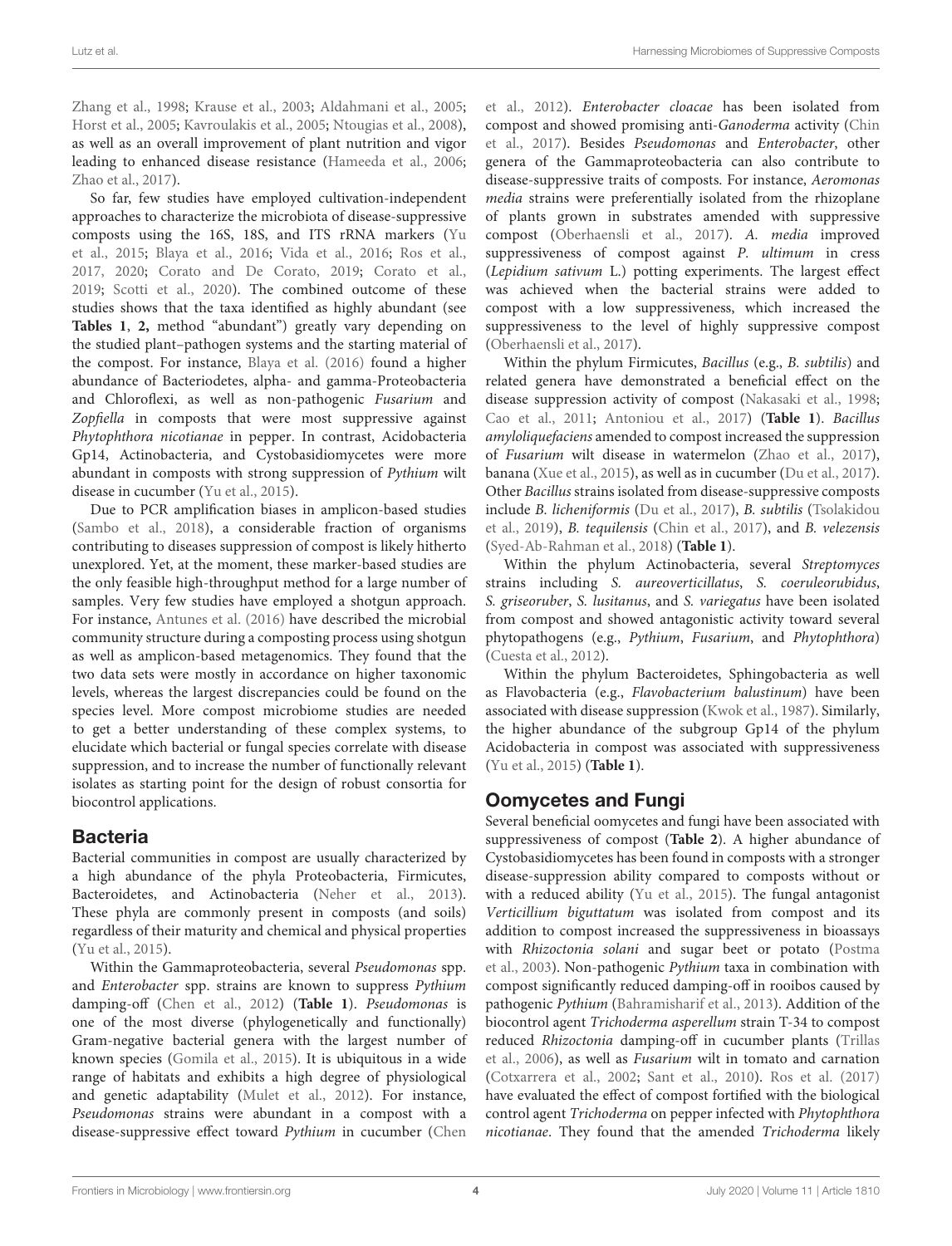Zhang et al., 1998; Krause et al., 2003; Aldahmani et al., 2005; Horst et al., 2005; Kavroulakis et al., 2005; Ntougias et al., 2008), as well as an overall improvement of plant nutrition and vigor leading to enhanced disease resistance (Hameeda et al., 2006; Zhao et al., 2017).

So far, few studies have employed cultivation-independent approaches to characterize the microbiota of disease-suppressive composts using the 16S, 18S, and ITS rRNA markers (Yu et al., 2015; Blaya et al., 2016; Vida et al., 2016; Ros et al., 2017, 2020; Corato and De Corato, 2019; Corato et al., 2019; Scotti et al., 2020). The combined outcome of these studies shows that the taxa identified as highly abundant (see **Tables 1**, **2,** method "abundant") greatly vary depending on the studied plant–pathogen systems and the starting material of the compost. For instance, Blaya et al. (2016) found a higher abundance of Bacteriodetes, alpha- and gamma-Proteobacteria and Chloroflexi, as well as non-pathogenic *Fusarium* and *Zopfiella* in composts that were most suppressive against *Phytophthora nicotianae* in pepper. In contrast, Acidobacteria Gp14, Actinobacteria, and Cystobasidiomycetes were more abundant in composts with strong suppression of *Pythium* wilt disease in cucumber (Yu et al., 2015).

Due to PCR amplification biases in amplicon-based studies (Sambo et al., 2018), a considerable fraction of organisms contributing to diseases suppression of compost is likely hitherto unexplored. Yet, at the moment, these marker-based studies are the only feasible high-throughput method for a large number of samples. Very few studies have employed a shotgun approach. For instance, Antunes et al. (2016) have described the microbial community structure during a composting process using shotgun as well as amplicon-based metagenomics. They found that the two data sets were mostly in accordance on higher taxonomic levels, whereas the largest discrepancies could be found on the species level. More compost microbiome studies are needed to get a better understanding of these complex systems, to elucidate which bacterial or fungal species correlate with disease suppression, and to increase the number of functionally relevant isolates as starting point for the design of robust consortia for biocontrol applications.

## Bacteria

Bacterial communities in compost are usually characterized by a high abundance of the phyla Proteobacteria, Firmicutes, Bacteroidetes, and Actinobacteria (Neher et al., 2013). These phyla are commonly present in composts (and soils) regardless of their maturity and chemical and physical properties (Yu et al., 2015).

Within the Gammaproteobacteria, several *Pseudomonas* spp. and *Enterobacter* spp. strains are known to suppress *Pythium* damping-off (Chen et al., 2012) (**Table 1**). *Pseudomonas* is one of the most diverse (phylogenetically and functionally) Gram-negative bacterial genera with the largest number of known species (Gomila et al., 2015). It is ubiquitous in a wide range of habitats and exhibits a high degree of physiological and genetic adaptability (Mulet et al., 2012). For instance, *Pseudomonas* strains were abundant in a compost with a disease-suppressive effect toward *Pythium* in cucumber (Chen et al., 2012). *Enterobacter cloacae* has been isolated from compost and showed promising anti-*Ganoderma* activity (Chin et al., 2017). Besides *Pseudomonas* and *Enterobacter*, other genera of the Gammaproteobacteria can also contribute to disease-suppressive traits of composts. For instance, *Aeromonas media* strains were preferentially isolated from the rhizoplane of plants grown in substrates amended with suppressive compost (Oberhaensli et al., 2017). *A. media* improved suppressiveness of compost against *P. ultimum* in cress (*Lepidium sativum* L.) potting experiments. The largest effect was achieved when the bacterial strains were added to compost with a low suppressiveness, which increased the suppressiveness to the level of highly suppressive compost (Oberhaensli et al., 2017).

Within the phylum Firmicutes, *Bacillus* (e.g., *B. subtilis*) and related genera have demonstrated a beneficial effect on the disease suppression activity of compost (Nakasaki et al., 1998; Cao et al., 2011; Antoniou et al., 2017) (**Table 1**). *Bacillus amyloliquefaciens* amended to compost increased the suppression of *Fusarium* wilt disease in watermelon (Zhao et al., 2017), banana (Xue et al., 2015), as well as in cucumber (Du et al., 2017). Other *Bacillus* strains isolated from disease-suppressive composts include *B. licheniformis* (Du et al., 2017), *B. subtilis* (Tsolakidou et al., 2019), *B. tequilensis* (Chin et al., 2017), and *B. velezensis* (Syed-Ab-Rahman et al., 2018) (**Table 1**).

Within the phylum Actinobacteria, several *Streptomyces* strains including *S. aureoverticillatus*, *S. coeruleorubidus*, *S. griseoruber*, *S. lusitanus*, and *S. variegatus* have been isolated from compost and showed antagonistic activity toward several phytopathogens (e.g., *Pythium*, *Fusarium*, and *Phytophthora*) (Cuesta et al., 2012).

Within the phylum Bacteroidetes, Sphingobacteria as well as Flavobacteria (e.g., *Flavobacterium balustinum*) have been associated with disease suppression (Kwok et al., 1987). Similarly, the higher abundance of the subgroup Gp14 of the phylum Acidobacteria in compost was associated with suppressiveness (Yu et al., 2015) (**Table 1**).

## Oomycetes and Fungi

Several beneficial oomycetes and fungi have been associated with suppressiveness of compost (**Table 2**). A higher abundance of Cystobasidiomycetes has been found in composts with a stronger disease-suppression ability compared to composts without or with a reduced ability (Yu et al., 2015). The fungal antagonist *Verticillium biguttatum* was isolated from compost and its addition to compost increased the suppressiveness in bioassays with *Rhizoctonia solani* and sugar beet or potato (Postma et al., 2003). Non-pathogenic *Pythium* taxa in combination with compost significantly reduced damping-off in rooibos caused by pathogenic *Pythium* (Bahramisharif et al., 2013). Addition of the biocontrol agent *Trichoderma asperellum* strain T-34 to compost reduced *Rhizoctonia* damping-off in cucumber plants (Trillas et al., 2006), as well as *Fusarium* wilt in tomato and carnation (Cotxarrera et al., 2002; Sant et al., 2010). Ros et al. (2017) have evaluated the effect of compost fortified with the biological control agent *Trichoderma* on pepper infected with *Phytophthora nicotianae*. They found that the amended *Trichoderma* likely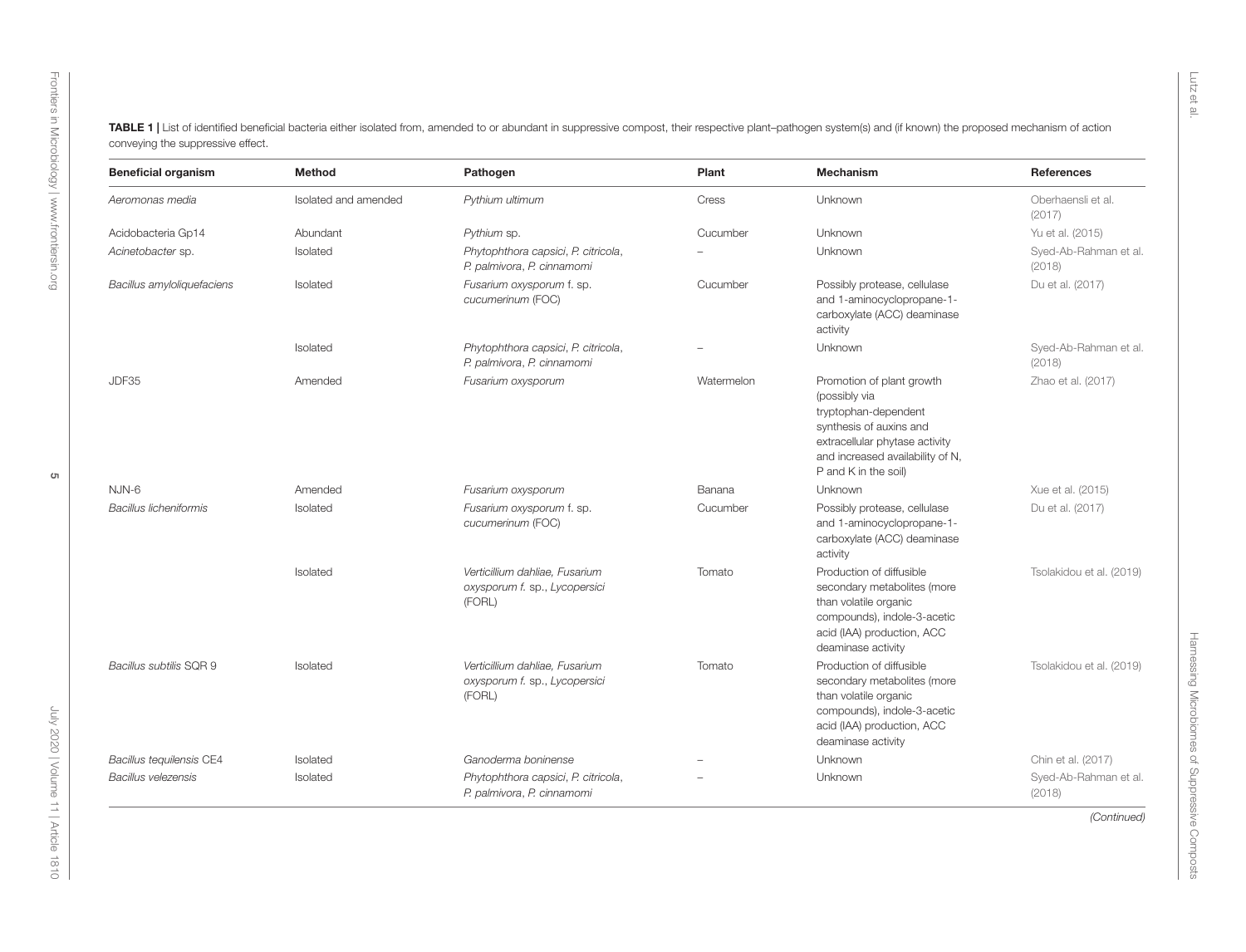**TABLE 1 |** List of identified beneficial bacteria either isolated from, amended to or abundant in suppressive compost, their respective plant–pathogen system(s) and (if known) the proposed mechanism of action conveying the suppressive effect.

| Beneficial organism | Method | Pathogen | Plant | Mechanism | References |
|---|---|---|---|---|---|
| *Aeromonas media* | Isolated and amended | *Pythium ultimum* | Cress | Unknown | Oberhaensli et al. (2017) |
| Acidobacteria Gp14 | Abundant | *Pythium* sp. | Cucumber | Unknown | Yu et al. (2015) |
| *Acinetobacter* sp. | Isolated | *Phytophthora capsici*, *P. citricola*, *P. palmivora*, *P. cinnamomi* | – | Unknown | Syed-Ab-Rahman et al. (2018) |
| *Bacillus amyloliquefaciens* | Isolated | *Fusarium oxysporum* f. sp. *cucumerinum* (FOC) | Cucumber | Possibly protease, cellulase and 1-aminocyclopropane-1-carboxylate (ACC) deaminase activity | Du et al. (2017) |
| | Isolated | *Phytophthora capsici*, *P. citricola*, *P. palmivora*, *P. cinnamomi* | – | Unknown | Syed-Ab-Rahman et al. (2018) |
| JDF35 | Amended | *Fusarium oxysporum* | Watermelon | Promotion of plant growth (possibly via tryptophan-dependent synthesis of auxins and extracellular phytase activity and increased availability of N, P and K in the soil) | Zhao et al. (2017) |
| NJN-6 | Amended | *Fusarium oxysporum* | Banana | Unknown | Xue et al. (2015) |
| *Bacillus licheniformis* | Isolated | *Fusarium oxysporum* f. sp. *cucumerinum* (FOC) | Cucumber | Possibly protease, cellulase and 1-aminocyclopropane-1-carboxylate (ACC) deaminase activity | Du et al. (2017) |
| | Isolated | *Verticillium dahliae, Fusarium oxysporum f.* sp., *Lycopersici* (FORL) | Tomato | Production of diffusible secondary metabolites (more than volatile organic compounds), indole-3-acetic acid (IAA) production, ACC deaminase activity | Tsolakidou et al. (2019) |
| *Bacillus subtilis* SQR 9 | Isolated | *Verticillium dahliae, Fusarium oxysporum f.* sp., *Lycopersici* (FORL) | Tomato | Production of diffusible secondary metabolites (more than volatile organic compounds), indole-3-acetic acid (IAA) production, ACC deaminase activity | Tsolakidou et al. (2019) |
| *Bacillus tequilensis* CE4 | Isolated | *Ganoderma boninense* | – | Unknown | Chin et al. (2017) |
| *Bacillus velezensis* | Isolated | *Phytophthora capsici*, *P. citricola*, *P. palmivora*, *P. cinnamomi* | – | Unknown | Syed-Ab-Rahman et al. (2018) |

*(Continued)*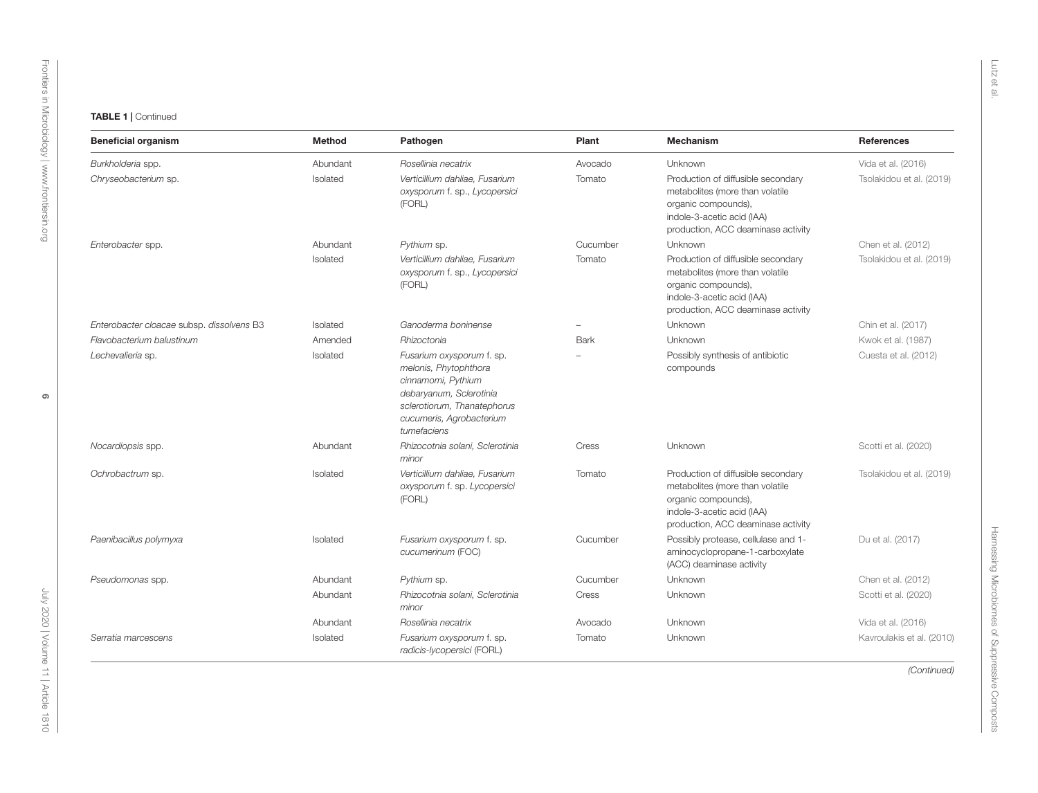**TABLE 1 |** Continued

| Beneficial organism | Method | Pathogen | Plant | Mechanism | References |
|---|---|---|---|---|---|
| *Burkholderia* spp. | Abundant | *Rosellinia necatrix* | Avocado | Unknown | Vida et al. (2016) |
| *Chryseobacterium* sp. | Isolated | *Verticillium dahliae, Fusarium oxysporum* f. sp., *Lycopersici* (FORL) | Tomato | Production of diffusible secondary metabolites (more than volatile organic compounds), indole-3-acetic acid (IAA) production, ACC deaminase activity | Tsolakidou et al. (2019) |
| *Enterobacter* spp. | Abundant | *Pythium* sp. | Cucumber | Unknown | Chen et al. (2012) |
| | Isolated | *Verticillium dahliae, Fusarium oxysporum* f. sp., *Lycopersici* (FORL) | Tomato | Production of diffusible secondary metabolites (more than volatile organic compounds), indole-3-acetic acid (IAA) production, ACC deaminase activity | Tsolakidou et al. (2019) |
| *Enterobacter cloacae* subsp. *dissolvens* B3 | Isolated | *Ganoderma boninense* | – | Unknown | Chin et al. (2017) |
| *Flavobacterium balustinum* | Amended | *Rhizoctonia* | Bark | Unknown | Kwok et al. (1987) |
| *Lechevalieria* sp. | Isolated | *Fusarium oxysporum* f. sp. *melonis, Phytophthora cinnamomi, Pythium debaryanum, Sclerotinia sclerotiorum, Thanatephorus cucumeris, Agrobacterium tumefaciens* | – | Possibly synthesis of antibiotic compounds | Cuesta et al. (2012) |
| *Nocardiopsis* spp. | Abundant | *Rhizocotnia solani, Sclerotinia minor* | Cress | Unknown | Scotti et al. (2020) |
| *Ochrobactrum* sp. | Isolated | *Verticillium dahliae, Fusarium oxysporum* f. sp. *Lycopersici* (FORL) | Tomato | Production of diffusible secondary metabolites (more than volatile organic compounds), indole-3-acetic acid (IAA) production, ACC deaminase activity | Tsolakidou et al. (2019) |
| *Paenibacillus polymyxa* | Isolated | *Fusarium oxysporum* f. sp. *cucumerinum* (FOC) | Cucumber | Possibly protease, cellulase and 1-aminocyclopropane-1-carboxylate (ACC) deaminase activity | Du et al. (2017) |
| *Pseudomonas* spp. | Abundant | *Pythium* sp. | Cucumber | Unknown | Chen et al. (2012) |
| | Abundant | *Rhizocotnia solani, Sclerotinia minor* | Cress | Unknown | Scotti et al. (2020) |
| | Abundant | *Rosellinia necatrix* | Avocado | Unknown | Vida et al. (2016) |
| *Serratia marcescens* | Isolated | *Fusarium oxysporum* f. sp. *radicis-lycopersici* (FORL) | Tomato | Unknown | Kavroulakis et al. (2010) |

*(Continued)*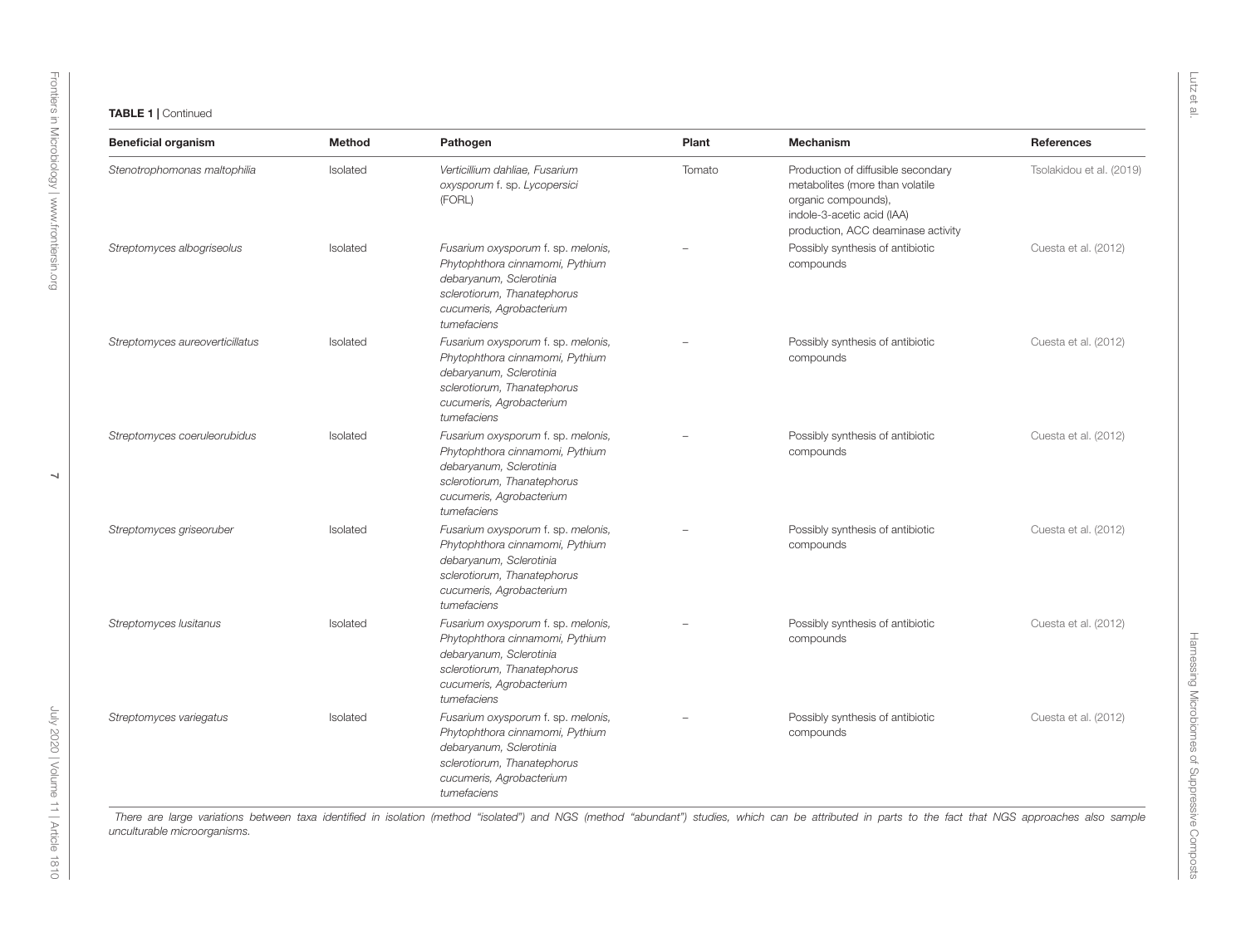**TABLE 1** | Continued

| Beneficial organism | Method | Pathogen | Plant | Mechanism | References |
|---|---|---|---|---|---|
| *Stenotrophomonas maltophilia* | Isolated | *Verticillium dahliae, Fusarium oxysporum* f. sp. *Lycopersici* (FORL) | Tomato | Production of diffusible secondary metabolites (more than volatile organic compounds), indole-3-acetic acid (IAA) production, ACC deaminase activity | Tsolakidou et al. (2019) |
| *Streptomyces albogriseolus* | Isolated | *Fusarium oxysporum* f. sp. *melonis, Phytophthora cinnamomi, Pythium debaryanum, Sclerotinia sclerotiorum, Thanatephorus cucumeris, Agrobacterium tumefaciens* | – | Possibly synthesis of antibiotic compounds | Cuesta et al. (2012) |
| *Streptomyces aureoverticillatus* | Isolated | *Fusarium oxysporum* f. sp. *melonis, Phytophthora cinnamomi, Pythium debaryanum, Sclerotinia sclerotiorum, Thanatephorus cucumeris, Agrobacterium tumefaciens* | – | Possibly synthesis of antibiotic compounds | Cuesta et al. (2012) |
| *Streptomyces coeruleorubidus* | Isolated | *Fusarium oxysporum* f. sp. *melonis, Phytophthora cinnamomi, Pythium debaryanum, Sclerotinia sclerotiorum, Thanatephorus cucumeris, Agrobacterium tumefaciens* | – | Possibly synthesis of antibiotic compounds | Cuesta et al. (2012) |
| *Streptomyces griseoruber* | Isolated | *Fusarium oxysporum* f. sp. *melonis, Phytophthora cinnamomi, Pythium debaryanum, Sclerotinia sclerotiorum, Thanatephorus cucumeris, Agrobacterium tumefaciens* | – | Possibly synthesis of antibiotic compounds | Cuesta et al. (2012) |
| *Streptomyces lusitanus* | Isolated | *Fusarium oxysporum* f. sp. *melonis, Phytophthora cinnamomi, Pythium debaryanum, Sclerotinia sclerotiorum, Thanatephorus cucumeris, Agrobacterium tumefaciens* | – | Possibly synthesis of antibiotic compounds | Cuesta et al. (2012) |
| *Streptomyces variegatus* | Isolated | *Fusarium oxysporum* f. sp. *melonis, Phytophthora cinnamomi, Pythium debaryanum, Sclerotinia sclerotiorum, Thanatephorus cucumeris, Agrobacterium tumefaciens* | – | Possibly synthesis of antibiotic compounds | Cuesta et al. (2012) |

*There are large variations between taxa identified in isolation (method "isolated") and NGS (method "abundant") studies, which can be attributed in parts to the fact that NGS approaches also sample unculturable microorganisms.*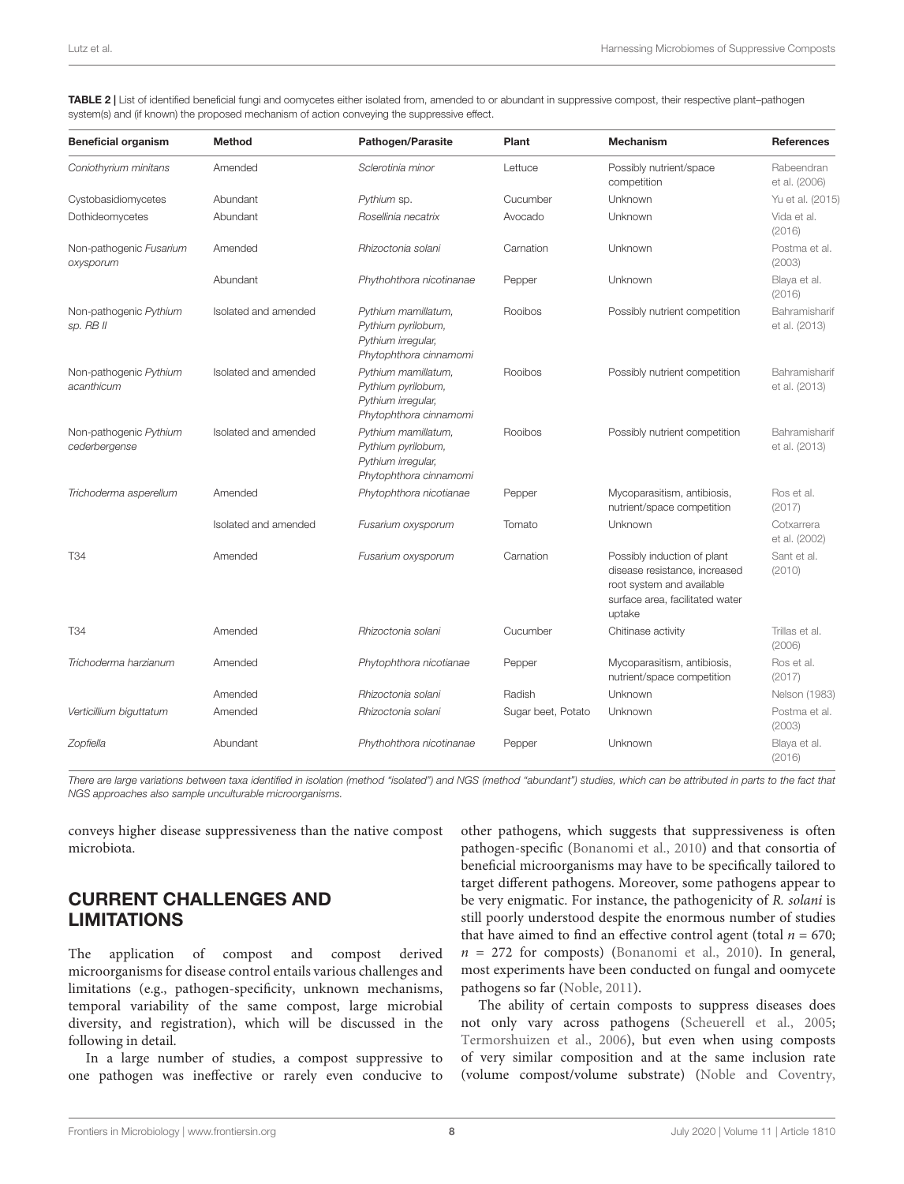**TABLE 2 |** List of identified beneficial fungi and oomycetes either isolated from, amended to or abundant in suppressive compost, their respective plant–pathogen system(s) and (if known) the proposed mechanism of action conveying the suppressive effect.

| Beneficial organism | Method | Pathogen/Parasite | Plant | Mechanism | References |
|---|---|---|---|---|---|
| *Coniothyrium minitans* | Amended | *Sclerotinia minor* | Lettuce | Possibly nutrient/space competition | Rabeendran et al. (2006) |
| Cystobasidiomycetes | Abundant | *Pythium* sp. | Cucumber | Unknown | Yu et al. (2015) |
| Dothideomycetes | Abundant | *Rosellinia necatrix* | Avocado | Unknown | Vida et al. (2016) |
| Non-pathogenic *Fusarium oxysporum* | Amended | *Rhizoctonia solani* | Carnation | Unknown | Postma et al. (2003) |
| | Abundant | *Phythohthora nicotinanae* | Pepper | Unknown | Blaya et al. (2016) |
| Non-pathogenic *Pythium sp. RB II* | Isolated and amended | *Pythium mamillatum, Pythium pyrilobum, Pythium irregular, Phytophthora cinnamomi* | Rooibos | Possibly nutrient competition | Bahramisharif et al. (2013) |
| Non-pathogenic *Pythium acanthicum* | Isolated and amended | *Pythium mamillatum, Pythium pyrilobum, Pythium irregular, Phytophthora cinnamomi* | Rooibos | Possibly nutrient competition | Bahramisharif et al. (2013) |
| Non-pathogenic *Pythium cederbergense* | Isolated and amended | *Pythium mamillatum, Pythium pyrilobum, Pythium irregular, Phytophthora cinnamomi* | Rooibos | Possibly nutrient competition | Bahramisharif et al. (2013) |
| *Trichoderma asperellum* | Amended | *Phytophthora nicotianae* | Pepper | Mycoparasitism, antibiosis, nutrient/space competition | Ros et al. (2017) |
| | Isolated and amended | *Fusarium oxysporum* | Tomato | Unknown | Cotxarrera et al. (2002) |
| T34 | Amended | *Fusarium oxysporum* | Carnation | Possibly induction of plant disease resistance, increased root system and available surface area, facilitated water uptake | Sant et al. (2010) |
| T34 | Amended | *Rhizoctonia solani* | Cucumber | Chitinase activity | Trillas et al. (2006) |
| *Trichoderma harzianum* | Amended | *Phytophthora nicotianae* | Pepper | Mycoparasitism, antibiosis, nutrient/space competition | Ros et al. (2017) |
| | Amended | *Rhizoctonia solani* | Radish | Unknown | Nelson (1983) |
| *Verticillium biguttatum* | Amended | *Rhizoctonia solani* | Sugar beet, Potato | Unknown | Postma et al. (2003) |
| *Zopfiella* | Abundant | *Phythohthora nicotinanae* | Pepper | Unknown | Blaya et al. (2016) |

*There are large variations between taxa identified in isolation (method "isolated") and NGS (method "abundant") studies, which can be attributed in parts to the fact that NGS approaches also sample unculturable microorganisms.*

conveys higher disease suppressiveness than the native compost microbiota.

## CURRENT CHALLENGES AND LIMITATIONS

The application of compost and compost derived microorganisms for disease control entails various challenges and limitations (e.g., pathogen-specificity, unknown mechanisms, temporal variability of the same compost, large microbial diversity, and registration), which will be discussed in the following in detail.

In a large number of studies, a compost suppressive to one pathogen was ineffective or rarely even conducive to other pathogens, which suggests that suppressiveness is often pathogen-specific (Bonanomi et al., 2010) and that consortia of beneficial microorganisms may have to be specifically tailored to target different pathogens. Moreover, some pathogens appear to be very enigmatic. For instance, the pathogenicity of *R. solani* is still poorly understood despite the enormous number of studies that have aimed to find an effective control agent (total $n = 670$; $n = 272$ for composts) (Bonanomi et al., 2010). In general, most experiments have been conducted on fungal and oomycete pathogens so far (Noble, 2011).

The ability of certain composts to suppress diseases does not only vary across pathogens (Scheuerell et al., 2005; Termorshuizen et al., 2006), but even when using composts of very similar composition and at the same inclusion rate (volume compost/volume substrate) (Noble and Coventry,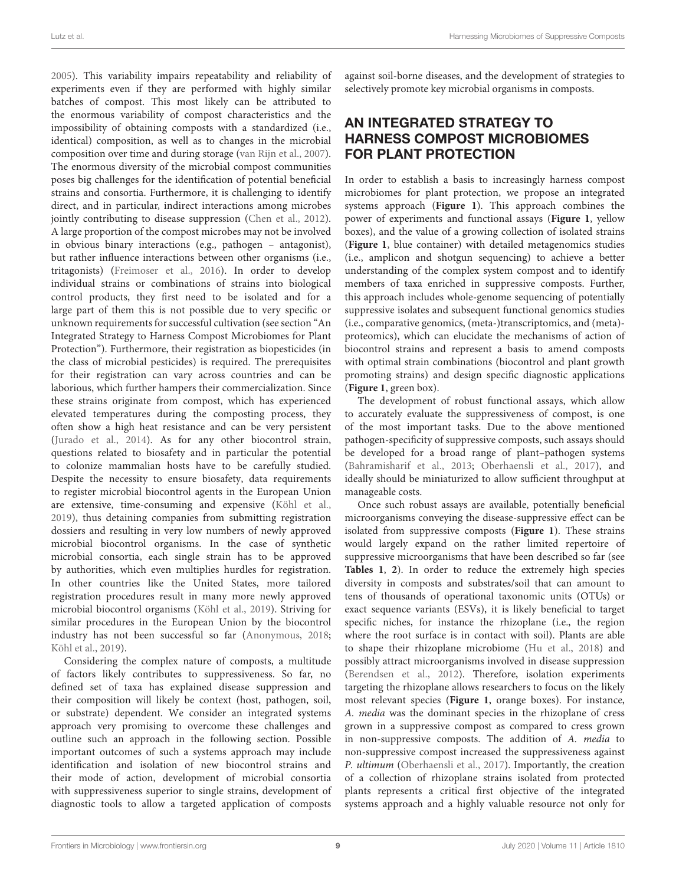2005). This variability impairs repeatability and reliability of experiments even if they are performed with highly similar batches of compost. This most likely can be attributed to the enormous variability of compost characteristics and the impossibility of obtaining composts with a standardized (i.e., identical) composition, as well as to changes in the microbial composition over time and during storage (van Rijn et al., 2007). The enormous diversity of the microbial compost communities poses big challenges for the identification of potential beneficial strains and consortia. Furthermore, it is challenging to identify direct, and in particular, indirect interactions among microbes jointly contributing to disease suppression (Chen et al., 2012). A large proportion of the compost microbes may not be involved in obvious binary interactions (e.g., pathogen – antagonist), but rather influence interactions between other organisms (i.e., tritagonists) (Freimoser et al., 2016). In order to develop individual strains or combinations of strains into biological control products, they first need to be isolated and for a large part of them this is not possible due to very specific or unknown requirements for successful cultivation (see section "An Integrated Strategy to Harness Compost Microbiomes for Plant Protection"). Furthermore, their registration as biopesticides (in the class of microbial pesticides) is required. The prerequisites for their registration can vary across countries and can be laborious, which further hampers their commercialization. Since these strains originate from compost, which has experienced elevated temperatures during the composting process, they often show a high heat resistance and can be very persistent (Jurado et al., 2014). As for any other biocontrol strain, questions related to biosafety and in particular the potential to colonize mammalian hosts have to be carefully studied. Despite the necessity to ensure biosafety, data requirements to register microbial biocontrol agents in the European Union are extensive, time-consuming and expensive (Köhl et al., 2019), thus detaining companies from submitting registration dossiers and resulting in very low numbers of newly approved microbial biocontrol organisms. In the case of synthetic microbial consortia, each single strain has to be approved by authorities, which even multiplies hurdles for registration. In other countries like the United States, more tailored registration procedures result in many more newly approved microbial biocontrol organisms (Köhl et al., 2019). Striving for similar procedures in the European Union by the biocontrol industry has not been successful so far (Anonymous, 2018; Köhl et al., 2019).

Considering the complex nature of composts, a multitude of factors likely contributes to suppressiveness. So far, no defined set of taxa has explained disease suppression and their composition will likely be context (host, pathogen, soil, or substrate) dependent. We consider an integrated systems approach very promising to overcome these challenges and outline such an approach in the following section. Possible important outcomes of such a systems approach may include identification and isolation of new biocontrol strains and their mode of action, development of microbial consortia with suppressiveness superior to single strains, development of diagnostic tools to allow a targeted application of composts against soil-borne diseases, and the development of strategies to selectively promote key microbial organisms in composts.

## AN INTEGRATED STRATEGY TO HARNESS COMPOST MICROBIOMES FOR PLANT PROTECTION

In order to establish a basis to increasingly harness compost microbiomes for plant protection, we propose an integrated systems approach (**Figure 1**). This approach combines the power of experiments and functional assays (**Figure 1**, yellow boxes), and the value of a growing collection of isolated strains (**Figure 1**, blue container) with detailed metagenomics studies (i.e., amplicon and shotgun sequencing) to achieve a better understanding of the complex system compost and to identify members of taxa enriched in suppressive composts. Further, this approach includes whole-genome sequencing of potentially suppressive isolates and subsequent functional genomics studies (i.e., comparative genomics, (meta-)transcriptomics, and (meta)-proteomics), which can elucidate the mechanisms of action of biocontrol strains and represent a basis to amend composts with optimal strain combinations (biocontrol and plant growth promoting strains) and design specific diagnostic applications (**Figure 1**, green box).

The development of robust functional assays, which allow to accurately evaluate the suppressiveness of compost, is one of the most important tasks. Due to the above mentioned pathogen-specificity of suppressive composts, such assays should be developed for a broad range of plant–pathogen systems (Bahramisharif et al., 2013; Oberhaensli et al., 2017), and ideally should be miniaturized to allow sufficient throughput at manageable costs.

Once such robust assays are available, potentially beneficial microorganisms conveying the disease-suppressive effect can be isolated from suppressive composts (**Figure 1**). These strains would largely expand on the rather limited repertoire of suppressive microorganisms that have been described so far (see **Tables 1**, **2**). In order to reduce the extremely high species diversity in composts and substrates/soil that can amount to tens of thousands of operational taxonomic units (OTUs) or exact sequence variants (ESVs), it is likely beneficial to target specific niches, for instance the rhizoplane (i.e., the region where the root surface is in contact with soil). Plants are able to shape their rhizoplane microbiome (Hu et al., 2018) and possibly attract microorganisms involved in disease suppression (Berendsen et al., 2012). Therefore, isolation experiments targeting the rhizoplane allows researchers to focus on the likely most relevant species (**Figure 1**, orange boxes). For instance, *A. media* was the dominant species in the rhizoplane of cress grown in a suppressive compost as compared to cress grown in non-suppressive composts. The addition of *A. media* to non-suppressive compost increased the suppressiveness against *P. ultimum* (Oberhaensli et al., 2017). Importantly, the creation of a collection of rhizoplane strains isolated from protected plants represents a critical first objective of the integrated systems approach and a highly valuable resource not only for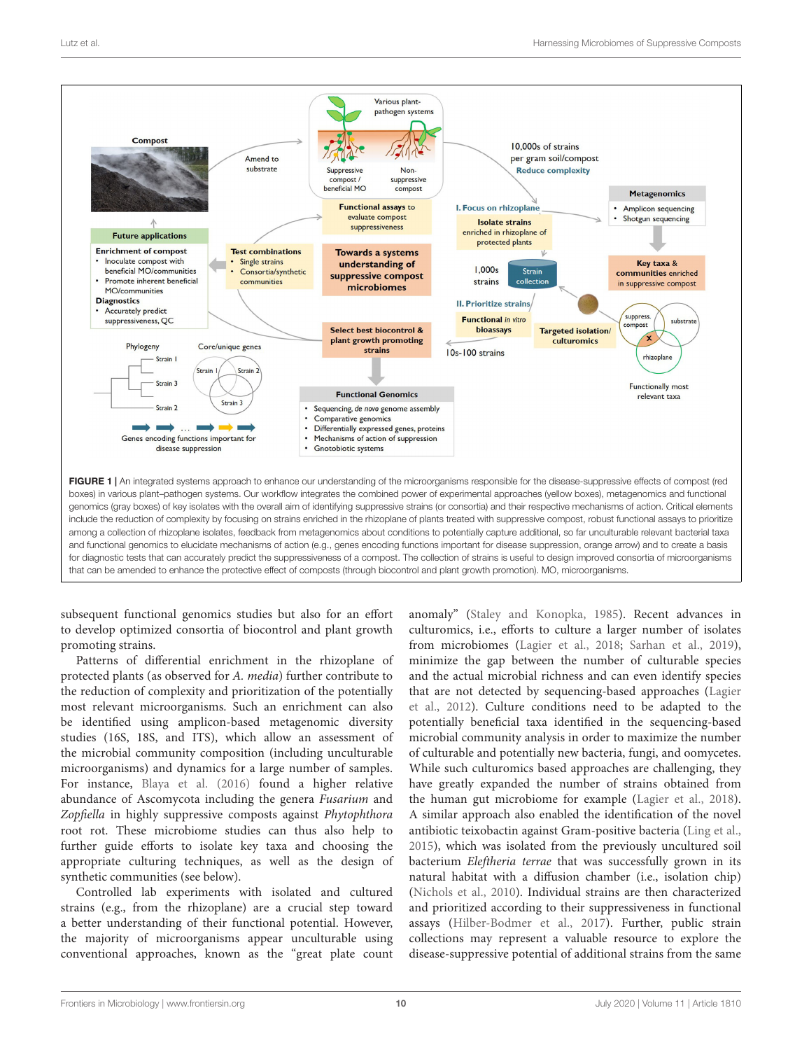FIGURE 1 | An integrated systems approach to enhance our understanding of the microorganisms responsible for the disease-suppressive effects of compost (red boxes) in various plant–pathogen systems. Our workflow integrates the combined power of experimental approaches (yellow boxes), metagenomics and functional genomics (gray boxes) of key isolates with the overall aim of identifying suppressive strains (or consortia) and their respective mechanisms of action. Critical elements include the reduction of complexity by focusing on strains enriched in the rhizoplane of plants treated with suppressive compost, robust functional assays to prioritize among a collection of rhizoplane isolates, feedback from metagenomics about conditions to potentially capture additional, so far unculturable relevant bacterial taxa and functional genomics to elucidate mechanisms of action (e.g., genes encoding functions important for disease suppression, orange arrow) and to create a basis for diagnostic tests that can accurately predict the suppressiveness of a compost. The collection of strains is useful to design improved consortia of microorganisms that can be amended to enhance the protective effect of composts (through biocontrol and plant growth promotion). MO, microorganisms.

subsequent functional genomics studies but also for an effort to develop optimized consortia of biocontrol and plant growth promoting strains.

Patterns of differential enrichment in the rhizoplane of protected plants (as observed for *A. media*) further contribute to the reduction of complexity and prioritization of the potentially most relevant microorganisms. Such an enrichment can also be identified using amplicon-based metagenomic diversity studies (16S, 18S, and ITS), which allow an assessment of the microbial community composition (including unculturable microorganisms) and dynamics for a large number of samples. For instance, Blaya et al. (2016) found a higher relative abundance of Ascomycota including the genera *Fusarium* and *Zopfiella* in highly suppressive composts against *Phytophthora* root rot. These microbiome studies can thus also help to further guide efforts to isolate key taxa and choosing the appropriate culturing techniques, as well as the design of synthetic communities (see below).

Controlled lab experiments with isolated and cultured strains (e.g., from the rhizoplane) are a crucial step toward a better understanding of their functional potential. However, the majority of microorganisms appear unculturable using conventional approaches, known as the "great plate count anomaly" (Staley and Konopka, 1985). Recent advances in culturomics, i.e., efforts to culture a larger number of isolates from microbiomes (Lagier et al., 2018; Sarhan et al., 2019), minimize the gap between the number of culturable species and the actual microbial richness and can even identify species that are not detected by sequencing-based approaches (Lagier et al., 2012). Culture conditions need to be adapted to the potentially beneficial taxa identified in the sequencing-based microbial community analysis in order to maximize the number of culturable and potentially new bacteria, fungi, and oomycetes. While such culturomics based approaches are challenging, they have greatly expanded the number of strains obtained from the human gut microbiome for example (Lagier et al., 2018). A similar approach also enabled the identification of the novel antibiotic teixobactin against Gram-positive bacteria (Ling et al., 2015), which was isolated from the previously uncultured soil bacterium *Eleftheria terrae* that was successfully grown in its natural habitat with a diffusion chamber (i.e., isolation chip) (Nichols et al., 2010). Individual strains are then characterized and prioritized according to their suppressiveness in functional assays (Hilber-Bodmer et al., 2017). Further, public strain collections may represent a valuable resource to explore the disease-suppressive potential of additional strains from the same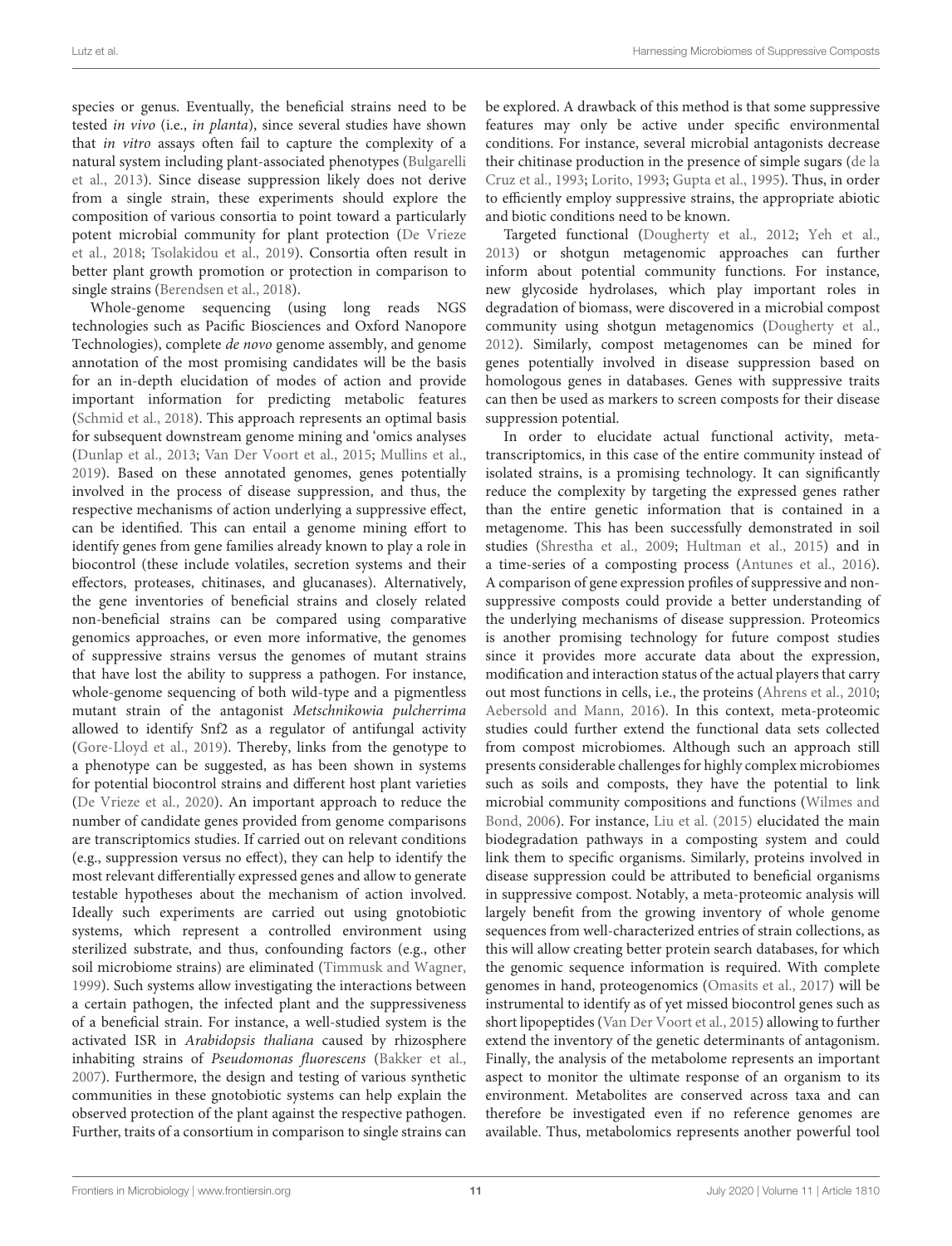species or genus. Eventually, the beneficial strains need to be tested *in vivo* (i.e., *in planta*), since several studies have shown that *in vitro* assays often fail to capture the complexity of a natural system including plant-associated phenotypes (Bulgarelli et al., 2013). Since disease suppression likely does not derive from a single strain, these experiments should explore the composition of various consortia to point toward a particularly potent microbial community for plant protection (De Vrieze et al., 2018; Tsolakidou et al., 2019). Consortia often result in better plant growth promotion or protection in comparison to single strains (Berendsen et al., 2018).

Whole-genome sequencing (using long reads NGS technologies such as Pacific Biosciences and Oxford Nanopore Technologies), complete *de novo* genome assembly, and genome annotation of the most promising candidates will be the basis for an in-depth elucidation of modes of action and provide important information for predicting metabolic features (Schmid et al., 2018). This approach represents an optimal basis for subsequent downstream genome mining and 'omics analyses (Dunlap et al., 2013; Van Der Voort et al., 2015; Mullins et al., 2019). Based on these annotated genomes, genes potentially involved in the process of disease suppression, and thus, the respective mechanisms of action underlying a suppressive effect, can be identified. This can entail a genome mining effort to identify genes from gene families already known to play a role in biocontrol (these include volatiles, secretion systems and their effectors, proteases, chitinases, and glucanases). Alternatively, the gene inventories of beneficial strains and closely related non-beneficial strains can be compared using comparative genomics approaches, or even more informative, the genomes of suppressive strains versus the genomes of mutant strains that have lost the ability to suppress a pathogen. For instance, whole-genome sequencing of both wild-type and a pigmentless mutant strain of the antagonist *Metschnikowia pulcherrima* allowed to identify Snf2 as a regulator of antifungal activity (Gore-Lloyd et al., 2019). Thereby, links from the genotype to a phenotype can be suggested, as has been shown in systems for potential biocontrol strains and different host plant varieties (De Vrieze et al., 2020). An important approach to reduce the number of candidate genes provided from genome comparisons are transcriptomics studies. If carried out on relevant conditions (e.g., suppression versus no effect), they can help to identify the most relevant differentially expressed genes and allow to generate testable hypotheses about the mechanism of action involved. Ideally such experiments are carried out using gnotobiotic systems, which represent a controlled environment using sterilized substrate, and thus, confounding factors (e.g., other soil microbiome strains) are eliminated (Timmusk and Wagner, 1999). Such systems allow investigating the interactions between a certain pathogen, the infected plant and the suppressiveness of a beneficial strain. For instance, a well-studied system is the activated ISR in *Arabidopsis thaliana* caused by rhizosphere inhabiting strains of *Pseudomonas fluorescens* (Bakker et al., 2007). Furthermore, the design and testing of various synthetic communities in these gnotobiotic systems can help explain the observed protection of the plant against the respective pathogen. Further, traits of a consortium in comparison to single strains can be explored. A drawback of this method is that some suppressive features may only be active under specific environmental conditions. For instance, several microbial antagonists decrease their chitinase production in the presence of simple sugars (de la Cruz et al., 1993; Lorito, 1993; Gupta et al., 1995). Thus, in order to efficiently employ suppressive strains, the appropriate abiotic and biotic conditions need to be known.

Targeted functional (Dougherty et al., 2012; Yeh et al., 2013) or shotgun metagenomic approaches can further inform about potential community functions. For instance, new glycoside hydrolases, which play important roles in degradation of biomass, were discovered in a microbial compost community using shotgun metagenomics (Dougherty et al., 2012). Similarly, compost metagenomes can be mined for genes potentially involved in disease suppression based on homologous genes in databases. Genes with suppressive traits can then be used as markers to screen composts for their disease suppression potential.

In order to elucidate actual functional activity, meta-transcriptomics, in this case of the entire community instead of isolated strains, is a promising technology. It can significantly reduce the complexity by targeting the expressed genes rather than the entire genetic information that is contained in a metagenome. This has been successfully demonstrated in soil studies (Shrestha et al., 2009; Hultman et al., 2015) and in a time-series of a composting process (Antunes et al., 2016). A comparison of gene expression profiles of suppressive and non-suppressive composts could provide a better understanding of the underlying mechanisms of disease suppression. Proteomics is another promising technology for future compost studies since it provides more accurate data about the expression, modification and interaction status of the actual players that carry out most functions in cells, i.e., the proteins (Ahrens et al., 2010; Aebersold and Mann, 2016). In this context, meta-proteomic studies could further extend the functional data sets collected from compost microbiomes. Although such an approach still presents considerable challenges for highly complex microbiomes such as soils and composts, they have the potential to link microbial community compositions and functions (Wilmes and Bond, 2006). For instance, Liu et al. (2015) elucidated the main biodegradation pathways in a composting system and could link them to specific organisms. Similarly, proteins involved in disease suppression could be attributed to beneficial organisms in suppressive compost. Notably, a meta-proteomic analysis will largely benefit from the growing inventory of whole genome sequences from well-characterized entries of strain collections, as this will allow creating better protein search databases, for which the genomic sequence information is required. With complete genomes in hand, proteogenomics (Omasits et al., 2017) will be instrumental to identify as of yet missed biocontrol genes such as short lipopeptides (Van Der Voort et al., 2015) allowing to further extend the inventory of the genetic determinants of antagonism. Finally, the analysis of the metabolome represents an important aspect to monitor the ultimate response of an organism to its environment. Metabolites are conserved across taxa and can therefore be investigated even if no reference genomes are available. Thus, metabolomics represents another powerful tool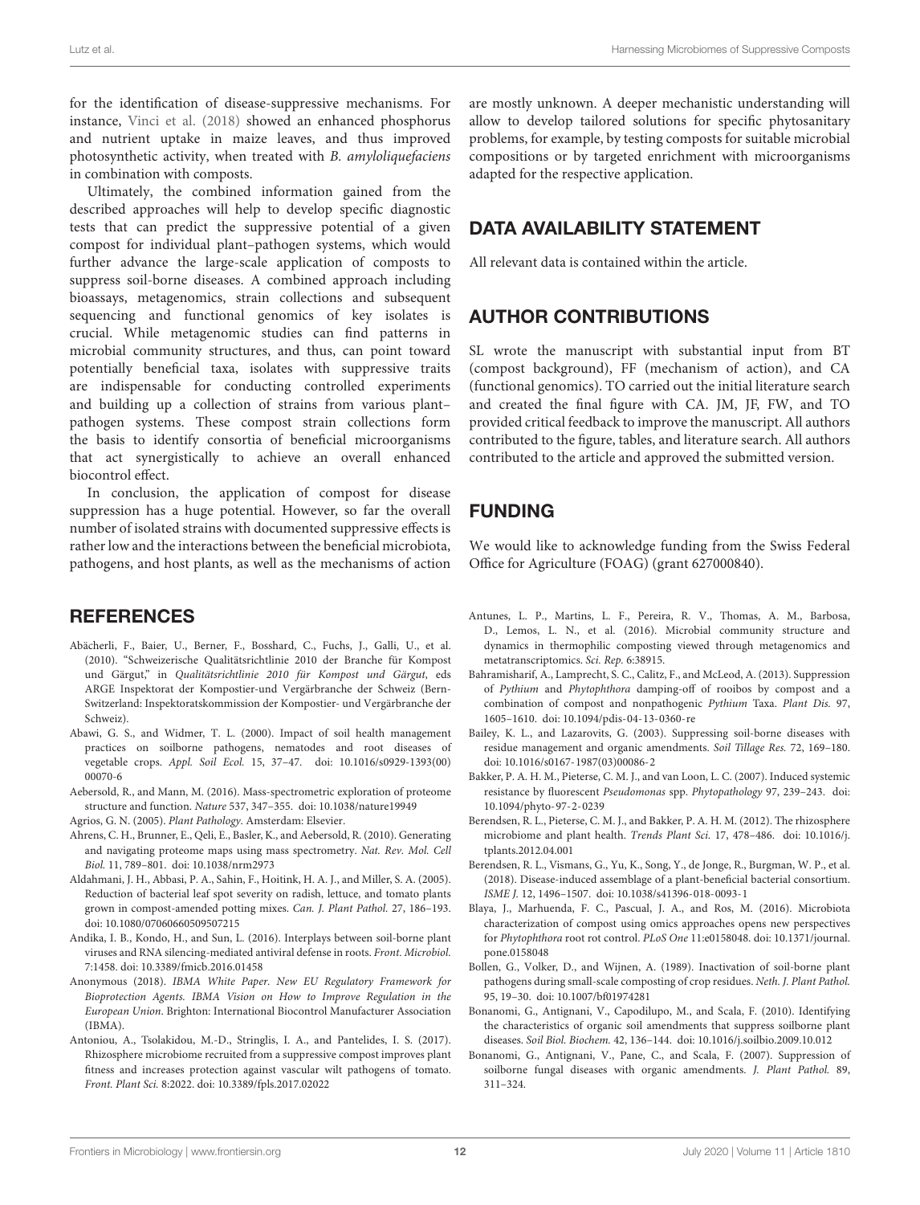for the identification of disease-suppressive mechanisms. For instance, Vinci et al. (2018) showed an enhanced phosphorus and nutrient uptake in maize leaves, and thus improved photosynthetic activity, when treated with *B. amyloliquefaciens* in combination with composts.

Ultimately, the combined information gained from the described approaches will help to develop specific diagnostic tests that can predict the suppressive potential of a given compost for individual plant–pathogen systems, which would further advance the large-scale application of composts to suppress soil-borne diseases. A combined approach including bioassays, metagenomics, strain collections and subsequent sequencing and functional genomics of key isolates is crucial. While metagenomic studies can find patterns in microbial community structures, and thus, can point toward potentially beneficial taxa, isolates with suppressive traits are indispensable for conducting controlled experiments and building up a collection of strains from various plant–pathogen systems. These compost strain collections form the basis to identify consortia of beneficial microorganisms that act synergistically to achieve an overall enhanced biocontrol effect.

In conclusion, the application of compost for disease suppression has a huge potential. However, so far the overall number of isolated strains with documented suppressive effects is rather low and the interactions between the beneficial microbiota, pathogens, and host plants, as well as the mechanisms of action are mostly unknown. A deeper mechanistic understanding will allow to develop tailored solutions for specific phytosanitary problems, for example, by testing composts for suitable microbial compositions or by targeted enrichment with microorganisms adapted for the respective application.

## DATA AVAILABILITY STATEMENT

All relevant data is contained within the article.

## AUTHOR CONTRIBUTIONS

SL wrote the manuscript with substantial input from BT (compost background), FF (mechanism of action), and CA (functional genomics). TO carried out the initial literature search and created the final figure with CA. JM, JF, FW, and TO provided critical feedback to improve the manuscript. All authors contributed to the figure, tables, and literature search. All authors contributed to the article and approved the submitted version.

## FUNDING

We would like to acknowledge funding from the Swiss Federal Office for Agriculture (FOAG) (grant 627000840).

## REFERENCES

Abächerli, F., Baier, U., Berner, F., Bosshard, C., Fuchs, J., Galli, U., et al. (2010). "Schweizerische Qualitätsrichtlinie 2010 der Branche für Kompost und Gärgut," in *Qualitätsrichtlinie 2010 für Kompost und Gärgut*, eds ARGE Inspektorat der Kompostier-und Vergärbranche der Schweiz (Bern-Switzerland: Inspektoratskommission der Kompostier- und Vergärbranche der Schweiz).

Abawi, G. S., and Widmer, T. L. (2000). Impact of soil health management practices on soilborne pathogens, nematodes and root diseases of vegetable crops. *Appl. Soil Ecol.* 15, 37–47. doi: 10.1016/s0929-1393(00)00070-6

Aebersold, R., and Mann, M. (2016). Mass-spectrometric exploration of proteome structure and function. *Nature* 537, 347–355. doi: 10.1038/nature19949

Agrios, G. N. (2005). *Plant Pathology*. Amsterdam: Elsevier.

Ahrens, C. H., Brunner, E., Qeli, E., Basler, K., and Aebersold, R. (2010). Generating and navigating proteome maps using mass spectrometry. *Nat. Rev. Mol. Cell Biol.* 11, 789–801. doi: 10.1038/nrm2973

Aldahmani, J. H., Abbasi, P. A., Sahin, F., Hoitink, H. A. J., and Miller, S. A. (2005). Reduction of bacterial leaf spot severity on radish, lettuce, and tomato plants grown in compost-amended potting mixes. *Can. J. Plant Pathol.* 27, 186–193. doi: 10.1080/07060660509507215

Andika, I. B., Kondo, H., and Sun, L. (2016). Interplays between soil-borne plant viruses and RNA silencing-mediated antiviral defense in roots. *Front. Microbiol.* 7:1458. doi: 10.3389/fmicb.2016.01458

Anonymous (2018). *IBMA White Paper. New EU Regulatory Framework for Bioprotection Agents. IBMA Vision on How to Improve Regulation in the European Union*. Brighton: International Biocontrol Manufacturer Association (IBMA).

Antoniou, A., Tsolakidou, M.-D., Stringlis, I. A., and Pantelides, I. S. (2017). Rhizosphere microbiome recruited from a suppressive compost improves plant fitness and increases protection against vascular wilt pathogens of tomato. *Front. Plant Sci.* 8:2022. doi: 10.3389/fpls.2017.02022

Antunes, L. P., Martins, L. F., Pereira, R. V., Thomas, A. M., Barbosa, D., Lemos, L. N., et al. (2016). Microbial community structure and dynamics in thermophilic composting viewed through metagenomics and metatranscriptomics. *Sci. Rep.* 6:38915.

Bahramisharif, A., Lamprecht, S. C., Calitz, F., and McLeod, A. (2013). Suppression of *Pythium* and *Phytophthora* damping-off of rooibos by compost and a combination of compost and nonpathogenic *Pythium* Taxa. *Plant Dis.* 97, 1605–1610. doi: 10.1094/pdis-04-13-0360-re

Bailey, K. L., and Lazarovits, G. (2003). Suppressing soil-borne diseases with residue management and organic amendments. *Soil Tillage Res.* 72, 169–180. doi: 10.1016/s0167-1987(03)00086-2

Bakker, P. A. H. M., Pieterse, C. M. J., and van Loon, L. C. (2007). Induced systemic resistance by fluorescent *Pseudomonas* spp. *Phytopathology* 97, 239–243. doi: 10.1094/phyto-97-2-0239

Berendsen, R. L., Pieterse, C. M. J., and Bakker, P. A. H. M. (2012). The rhizosphere microbiome and plant health. *Trends Plant Sci.* 17, 478–486. doi: 10.1016/j.tplants.2012.04.001

Berendsen, R. L., Vismans, G., Yu, K., Song, Y., de Jonge, R., Burgman, W. P., et al. (2018). Disease-induced assemblage of a plant-beneficial bacterial consortium. *ISME J.* 12, 1496–1507. doi: 10.1038/s41396-018-0093-1

Blaya, J., Marhuenda, F. C., Pascual, J. A., and Ros, M. (2016). Microbiota characterization of compost using omics approaches opens new perspectives for *Phytophthora* root rot control. *PLoS One* 11:e0158048. doi: 10.1371/journal.pone.0158048

Bollen, G., Volker, D., and Wijnen, A. (1989). Inactivation of soil-borne plant pathogens during small-scale composting of crop residues. *Neth. J. Plant Pathol.* 95, 19–30. doi: 10.1007/bf01974281

Bonanomi, G., Antignani, V., Capodilupo, M., and Scala, F. (2010). Identifying the characteristics of organic soil amendments that suppress soilborne plant diseases. *Soil Biol. Biochem.* 42, 136–144. doi: 10.1016/j.soilbio.2009.10.012

Bonanomi, G., Antignani, V., Pane, C., and Scala, F. (2007). Suppression of soilborne fungal diseases with organic amendments. *J. Plant Pathol.* 89, 311–324.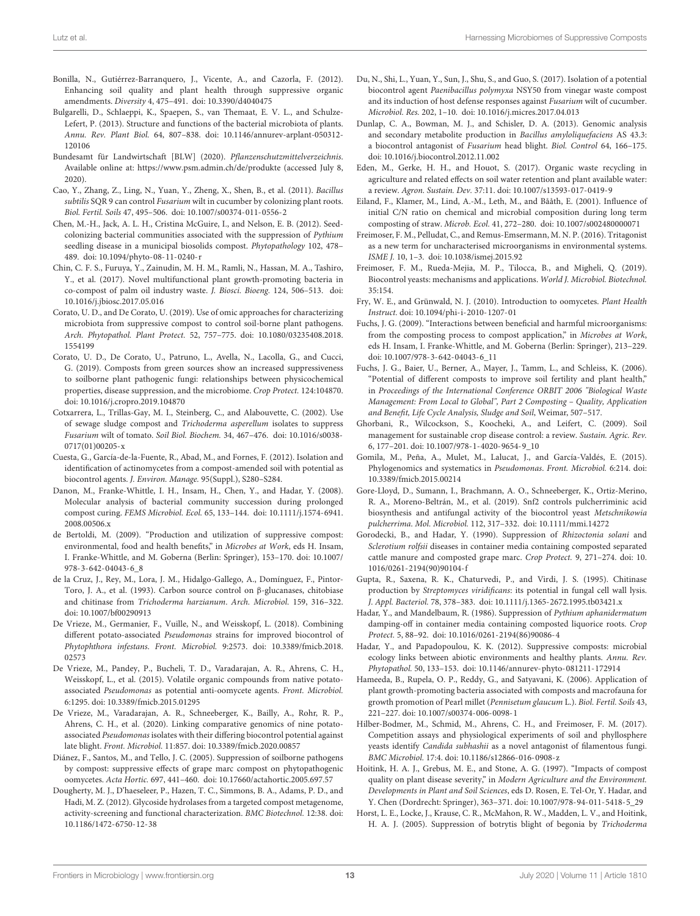Bonilla, N., Gutiérrez-Barranquero, J., Vicente, A., and Cazorla, F. (2012). Enhancing soil quality and plant health through suppressive organic amendments. *Diversity* 4, 475–491. doi: 10.3390/d4040475

Bulgarelli, D., Schlaeppi, K., Spaepen, S., van Themaat, E. V. L., and Schulze-Lefert, P. (2013). Structure and functions of the bacterial microbiota of plants. *Annu. Rev. Plant Biol.* 64, 807–838. doi: 10.1146/annurev-arplant-050312-120106

Bundesamt für Landwirtschaft [BLW] (2020). *Pflanzenschutzmittelverzeichnis*. Available online at: https://www.psm.admin.ch/de/produkte (accessed July 8, 2020).

Cao, Y., Zhang, Z., Ling, N., Yuan, Y., Zheng, X., Shen, B., et al. (2011). *Bacillus subtilis* SQR 9 can control *Fusarium* wilt in cucumber by colonizing plant roots. *Biol. Fertil. Soils* 47, 495–506. doi: 10.1007/s00374-011-0556-2

Chen, M.-H., Jack, A. L. H., Cristina McGuire, I., and Nelson, E. B. (2012). Seed-colonizing bacterial communities associated with the suppression of *Pythium* seedling disease in a municipal biosolids compost. *Phytopathology* 102, 478–489. doi: 10.1094/phyto-08-11-0240-r

Chin, C. F. S., Furuya, Y., Zainudin, M. H. M., Ramli, N., Hassan, M. A., Tashiro, Y., et al. (2017). Novel multifunctional plant growth-promoting bacteria in co-compost of palm oil industry waste. *J. Biosci. Bioeng.* 124, 506–513. doi: 10.1016/j.jbiosc.2017.05.016

Corato, U. D., and De Corato, U. (2019). Use of omic approaches for characterizing microbiota from suppressive compost to control soil-borne plant pathogens. *Arch. Phytopathol. Plant Protect.* 52, 757–775. doi: 10.1080/03235408.2018.1554199

Corato, U. D., De Corato, U., Patruno, L., Avella, N., Lacolla, G., and Cucci, G. (2019). Composts from green sources show an increased suppressiveness to soilborne plant pathogenic fungi: relationships between physicochemical properties, disease suppression, and the microbiome. *Crop Protect.* 124:104870. doi: 10.1016/j.cropro.2019.104870

Cotxarrera, L., Trillas-Gay, M. I., Steinberg, C., and Alabouvette, C. (2002). Use of sewage sludge compost and *Trichoderma asperellum* isolates to suppress *Fusarium* wilt of tomato. *Soil Biol. Biochem.* 34, 467–476. doi: 10.1016/s0038-0717(01)00205-x

Cuesta, G., García-de-la-Fuente, R., Abad, M., and Fornes, F. (2012). Isolation and identification of actinomycetes from a compost-amended soil with potential as biocontrol agents. *J. Environ. Manage.* 95(Suppl.), S280–S284.

Danon, M., Franke-Whittle, I. H., Insam, H., Chen, Y., and Hadar, Y. (2008). Molecular analysis of bacterial community succession during prolonged compost curing. *FEMS Microbiol. Ecol.* 65, 133–144. doi: 10.1111/j.1574-6941.2008.00506.x

de Bertoldi, M. (2009). "Production and utilization of suppressive compost: environmental, food and health benefits," in *Microbes at Work*, eds H. Insam, I. Franke-Whittle, and M. Goberna (Berlin: Springer), 153–170. doi: 10.1007/978-3-642-04043-6_8

de la Cruz, J., Rey, M., Lora, J. M., Hidalgo-Gallego, A., Domínguez, F., Pintor-Toro, J. A., et al. (1993). Carbon source control on β-glucanases, chitobiase and chitinase from *Trichoderma harzianum*. *Arch. Microbiol.* 159, 316–322. doi: 10.1007/bf00290913

De Vrieze, M., Germanier, F., Vuille, N., and Weisskopf, L. (2018). Combining different potato-associated *Pseudomonas* strains for improved biocontrol of *Phytophthora infestans*. *Front. Microbiol.* 9:2573. doi: 10.3389/fmicb.2018.02573

De Vrieze, M., Pandey, P., Bucheli, T. D., Varadarajan, A. R., Ahrens, C. H., Weisskopf, L., et al. (2015). Volatile organic compounds from native potato-associated *Pseudomonas* as potential anti-oomycete agents. *Front. Microbiol.* 6:1295. doi: 10.3389/fmicb.2015.01295

De Vrieze, M., Varadarajan, A. R., Schneeberger, K., Bailly, A., Rohr, R. P., Ahrens, C. H., et al. (2020). Linking comparative genomics of nine potato-associated *Pseudomonas* isolates with their differing biocontrol potential against late blight. *Front. Microbiol.* 11:857. doi: 10.3389/fmicb.2020.00857

Diánez, F., Santos, M., and Tello, J. C. (2005). Suppression of soilborne pathogens by compost: suppressive effects of grape marc compost on phytopathogenic oomycetes. *Acta Hortic.* 697, 441–460. doi: 10.17660/actahortic.2005.697.57

Dougherty, M. J., D'haeseleer, P., Hazen, T. C., Simmons, B. A., Adams, P. D., and Hadi, M. Z. (2012). Glycoside hydrolases from a targeted compost metagenome, activity-screening and functional characterization. *BMC Biotechnol.* 12:38. doi: 10.1186/1472-6750-12-38

Du, N., Shi, L., Yuan, Y., Sun, J., Shu, S., and Guo, S. (2017). Isolation of a potential biocontrol agent *Paenibacillus polymyxa* NSY50 from vinegar waste compost and its induction of host defense responses against *Fusarium* wilt of cucumber. *Microbiol. Res.* 202, 1–10. doi: 10.1016/j.micres.2017.04.013

Dunlap, C. A., Bowman, M. J., and Schisler, D. A. (2013). Genomic analysis and secondary metabolite production in *Bacillus amyloliquefaciens* AS 43.3: a biocontrol antagonist of *Fusarium* head blight. *Biol. Control* 64, 166–175. doi: 10.1016/j.biocontrol.2012.11.002

Eden, M., Gerke, H. H., and Houot, S. (2017). Organic waste recycling in agriculture and related effects on soil water retention and plant available water: a review. *Agron. Sustain. Dev.* 37:11. doi: 10.1007/s13593-017-0419-9

Eiland, F., Klamer, M., Lind, A.-M., Leth, M., and Bååth, E. (2001). Influence of initial C/N ratio on chemical and microbial composition during long term composting of straw. *Microb. Ecol.* 41, 272–280. doi: 10.1007/s002480000071

Freimoser, F. M., Pelludat, C., and Remus-Emsermann, M. N. P. (2016). Tritagonist as a new term for uncharacterised microorganisms in environmental systems. *ISME J.* 10, 1–3. doi: 10.1038/ismej.2015.92

Freimoser, F. M., Rueda-Mejia, M. P., Tilocca, B., and Migheli, Q. (2019). Biocontrol yeasts: mechanisms and applications. *World J. Microbiol. Biotechnol.* 35:154.

Fry, W. E., and Grünwald, N. J. (2010). Introduction to oomycetes. *Plant Health Instruct.* doi: 10.1094/phi-i-2010-1207-01

Fuchs, J. G. (2009). "Interactions between beneficial and harmful microorganisms: from the composting process to compost application," in *Microbes at Work*, eds H. Insam, I. Franke-Whittle, and M. Goberna (Berlin: Springer), 213–229. doi: 10.1007/978-3-642-04043-6_11

Fuchs, J. G., Baier, U., Berner, A., Mayer, J., Tamm, L., and Schleiss, K. (2006). "Potential of different composts to improve soil fertility and plant health," in *Proceedings of the International Conference ORBIT 2006 "Biological Waste Management: From Local to Global", Part 2 Composting – Quality, Application and Benefit, Life Cycle Analysis, Sludge and Soil*, Weimar, 507–517.

Ghorbani, R., Wilcockson, S., Koocheki, A., and Leifert, C. (2009). Soil management for sustainable crop disease control: a review. *Sustain. Agric. Rev.* 6, 177–201. doi: 10.1007/978-1-4020-9654-9_10

Gomila, M., Peña, A., Mulet, M., Lalucat, J., and García-Valdés, E. (2015). Phylogenomics and systematics in *Pseudomonas*. *Front. Microbiol.* 6:214. doi: 10.3389/fmicb.2015.00214

Gore-Lloyd, D., Sumann, I., Brachmann, A. O., Schneeberger, K., Ortiz-Merino, R. A., Moreno-Beltrán, M., et al. (2019). Snf2 controls pulcherriminic acid biosynthesis and antifungal activity of the biocontrol yeast *Metschnikowia pulcherrima*. *Mol. Microbiol.* 112, 317–332. doi: 10.1111/mmi.14272

Gorodecki, B., and Hadar, Y. (1990). Suppression of *Rhizoctonia solani* and *Sclerotium rolfsii* diseases in container media containing composted separated cattle manure and composted grape marc. *Crop Protect.* 9, 271–274. doi: 10.1016/0261-2194(90)90104-f

Gupta, R., Saxena, R. K., Chaturvedi, P., and Virdi, J. S. (1995). Chitinase production by *Streptomyces viridificans*: its potential in fungal cell wall lysis. *J. Appl. Bacteriol.* 78, 378–383. doi: 10.1111/j.1365-2672.1995.tb03421.x

Hadar, Y., and Mandelbaum, R. (1986). Suppression of *Pythium aphanidermatum* damping-off in container media containing composted liquorice roots. *Crop Protect.* 5, 88–92. doi: 10.1016/0261-2194(86)90086-4

Hadar, Y., and Papadopoulou, K. K. (2012). Suppressive composts: microbial ecology links between abiotic environments and healthy plants. *Annu. Rev. Phytopathol.* 50, 133–153. doi: 10.1146/annurev-phyto-081211-172914

Hameeda, B., Rupela, O. P., Reddy, G., and Satyavani, K. (2006). Application of plant growth-promoting bacteria associated with composts and macrofauna for growth promotion of Pearl millet (*Pennisetum glaucum* L.). *Biol. Fertil. Soils* 43, 221–227. doi: 10.1007/s00374-006-0098-1

Hilber-Bodmer, M., Schmid, M., Ahrens, C. H., and Freimoser, F. M. (2017). Competition assays and physiological experiments of soil and phyllosphere yeasts identify *Candida subhashii* as a novel antagonist of filamentous fungi. *BMC Microbiol.* 17:4. doi: 10.1186/s12866-016-0908-z

Hoitink, H. A. J., Grebus, M. E., and Stone, A. G. (1997). "Impacts of compost quality on plant disease severity," in *Modern Agriculture and the Environment. Developments in Plant and Soil Sciences*, eds D. Rosen, E. Tel-Or, Y. Hadar, and Y. Chen (Dordrecht: Springer), 363–371. doi: 10.1007/978-94-011-5418-5_29

Horst, L. E., Locke, J., Krause, C. R., McMahon, R. W., Madden, L. V., and Hoitink, H. A. J. (2005). Suppression of botrytis blight of begonia by *Trichoderma*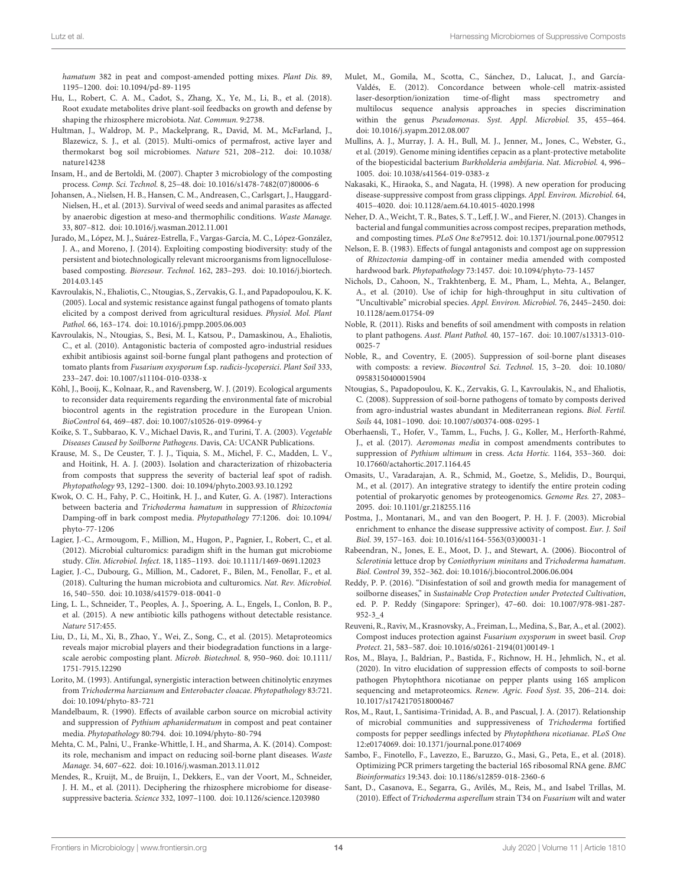*hamatum* 382 in peat and compost-amended potting mixes. *Plant Dis.* 89, 1195–1200. doi: 10.1094/pd-89-1195

Hu, L., Robert, C. A. M., Cadot, S., Zhang, X., Ye, M., Li, B., et al. (2018). Root exudate metabolites drive plant-soil feedbacks on growth and defense by shaping the rhizosphere microbiota. *Nat. Commun.* 9:2738.

Hultman, J., Waldrop, M. P., Mackelprang, R., David, M. M., McFarland, J., Blazewicz, S. J., et al. (2015). Multi-omics of permafrost, active layer and thermokarst bog soil microbiomes. *Nature* 521, 208–212. doi: 10.1038/nature14238

Insam, H., and de Bertoldi, M. (2007). Chapter 3 microbiology of the composting process. *Comp. Sci. Technol.* 8, 25–48. doi: 10.1016/s1478-7482(07)80006-6

Johansen, A., Nielsen, H. B., Hansen, C. M., Andreasen, C., Carlsgart, J., Hauggard-Nielsen, H., et al. (2013). Survival of weed seeds and animal parasites as affected by anaerobic digestion at meso-and thermophilic conditions. *Waste Manage.* 33, 807–812. doi: 10.1016/j.wasman.2012.11.001

Jurado, M., López, M. J., Suárez-Estrella, F., Vargas-García, M. C., López-González, J. A., and Moreno, J. (2014). Exploiting composting biodiversity: study of the persistent and biotechnologically relevant microorganisms from lignocellulose-based composting. *Bioresour. Technol.* 162, 283–293. doi: 10.1016/j.biortech.2014.03.145

Kavroulakis, N., Ehaliotis, C., Ntougias, S., Zervakis, G. I., and Papadopoulou, K. K. (2005). Local and systemic resistance against fungal pathogens of tomato plants elicited by a compost derived from agricultural residues. *Physiol. Mol. Plant Pathol.* 66, 163–174. doi: 10.1016/j.pmpp.2005.06.003

Kavroulakis, N., Ntougias, S., Besi, M. I., Katsou, P., Damaskinou, A., Ehaliotis, C., et al. (2010). Antagonistic bacteria of composted agro-industrial residues exhibit antibiosis against soil-borne fungal plant pathogens and protection of tomato plants from *Fusarium oxysporum* f.sp. *radicis-lycopersici*. *Plant Soil* 333, 233–247. doi: 10.1007/s11104-010-0338-x

Köhl, J., Booij, K., Kolnaar, R., and Ravensberg, W. J. (2019). Ecological arguments to reconsider data requirements regarding the environmental fate of microbial biocontrol agents in the registration procedure in the European Union. *BioControl* 64, 469–487. doi: 10.1007/s10526-019-09964-y

Koike, S. T., Subbarao, K. V., Michael Davis, R., and Turini, T. A. (2003). *Vegetable Diseases Caused by Soilborne Pathogens*. Davis, CA: UCANR Publications.

Krause, M. S., De Ceuster, T. J. J., Tiquia, S. M., Michel, F. C., Madden, L. V., and Hoitink, H. A. J. (2003). Isolation and characterization of rhizobacteria from composts that suppress the severity of bacterial leaf spot of radish. *Phytopathology* 93, 1292–1300. doi: 10.1094/phyto.2003.93.10.1292

Kwok, O. C. H., Fahy, P. C., Hoitink, H. J., and Kuter, G. A. (1987). Interactions between bacteria and *Trichoderma hamatum* in suppression of *Rhizoctonia* Damping-off in bark compost media. *Phytopathology* 77:1206. doi: 10.1094/phyto-77-1206

Lagier, J.-C., Armougom, F., Million, M., Hugon, P., Pagnier, I., Robert, C., et al. (2012). Microbial culturomics: paradigm shift in the human gut microbiome study. *Clin. Microbiol. Infect.* 18, 1185–1193. doi: 10.1111/1469-0691.12023

Lagier, J.-C., Dubourg, G., Million, M., Cadoret, F., Bilen, M., Fenollar, F., et al. (2018). Culturing the human microbiota and culturomics. *Nat. Rev. Microbiol.* 16, 540–550. doi: 10.1038/s41579-018-0041-0

Ling, L. L., Schneider, T., Peoples, A. J., Spoering, A. L., Engels, I., Conlon, B. P., et al. (2015). A new antibiotic kills pathogens without detectable resistance. *Nature* 517:455.

Liu, D., Li, M., Xi, B., Zhao, Y., Wei, Z., Song, C., et al. (2015). Metaproteomics reveals major microbial players and their biodegradation functions in a large-scale aerobic composting plant. *Microb. Biotechnol.* 8, 950–960. doi: 10.1111/1751-7915.12290

Lorito, M. (1993). Antifungal, synergistic interaction between chitinolytic enzymes from *Trichoderma harzianum* and *Enterobacter cloacae*. *Phytopathology* 83:721. doi: 10.1094/phyto-83-721

Mandelbaum, R. (1990). Effects of available carbon source on microbial activity and suppression of *Pythium aphanidermatum* in compost and peat container media. *Phytopathology* 80:794. doi: 10.1094/phyto-80-794

Mehta, C. M., Palni, U., Franke-Whittle, I. H., and Sharma, A. K. (2014). Compost: its role, mechanism and impact on reducing soil-borne plant diseases. *Waste Manage.* 34, 607–622. doi: 10.1016/j.wasman.2013.11.012

Mendes, R., Kruijt, M., de Bruijn, I., Dekkers, E., van der Voort, M., Schneider, J. H. M., et al. (2011). Deciphering the rhizosphere microbiome for disease-suppressive bacteria. *Science* 332, 1097–1100. doi: 10.1126/science.1203980

Mulet, M., Gomila, M., Scotta, C., Sánchez, D., Lalucat, J., and García-Valdés, E. (2012). Concordance between whole-cell matrix-assisted laser-desorption/ionization time-of-flight mass spectrometry and multilocus sequence analysis approaches in species discrimination within the genus *Pseudomonas*. *Syst. Appl. Microbiol.* 35, 455–464. doi: 10.1016/j.syapm.2012.08.007

Mullins, A. J., Murray, J. A. H., Bull, M. J., Jenner, M., Jones, C., Webster, G., et al. (2019). Genome mining identifies cepacin as a plant-protective metabolite of the biopesticidal bacterium *Burkholderia ambifaria*. *Nat. Microbiol.* 4, 996–1005. doi: 10.1038/s41564-019-0383-z

Nakasaki, K., Hiraoka, S., and Nagata, H. (1998). A new operation for producing disease-suppressive compost from grass clippings. *Appl. Environ. Microbiol.* 64, 4015–4020. doi: 10.1128/aem.64.10.4015-4020.1998

Neher, D. A., Weicht, T. R., Bates, S. T., Leff, J. W., and Fierer, N. (2013). Changes in bacterial and fungal communities across compost recipes, preparation methods, and composting times. *PLoS One* 8:e79512. doi: 10.1371/journal.pone.0079512

Nelson, E. B. (1983). Effects of fungal antagonists and compost age on suppression of *Rhizoctonia* damping-off in container media amended with composted hardwood bark. *Phytopathology* 73:1457. doi: 10.1094/phyto-73-1457

Nichols, D., Cahoon, N., Trakhtenberg, E. M., Pham, L., Mehta, A., Belanger, A., et al. (2010). Use of ichip for high-throughput in situ cultivation of "Uncultivable" microbial species. *Appl. Environ. Microbiol.* 76, 2445–2450. doi: 10.1128/aem.01754-09

Noble, R. (2011). Risks and benefits of soil amendment with composts in relation to plant pathogens. *Aust. Plant Pathol.* 40, 157–167. doi: 10.1007/s13313-010-0025-7

Noble, R., and Coventry, E. (2005). Suppression of soil-borne plant diseases with composts: a review. *Biocontrol Sci. Technol.* 15, 3–20. doi: 10.1080/09583150400015904

Ntougias, S., Papadopoulou, K. K., Zervakis, G. I., Kavroulakis, N., and Ehaliotis, C. (2008). Suppression of soil-borne pathogens of tomato by composts derived from agro-industrial wastes abundant in Mediterranean regions. *Biol. Fertil. Soils* 44, 1081–1090. doi: 10.1007/s00374-008-0295-1

Oberhaensli, T., Hofer, V., Tamm, L., Fuchs, J. G., Koller, M., Herforth-Rahmé, J., et al. (2017). *Aeromonas media* in compost amendments contributes to suppression of *Pythium ultimum* in cress. *Acta Hortic.* 1164, 353–360. doi: 10.17660/actahortic.2017.1164.45

Omasits, U., Varadarajan, A. R., Schmid, M., Goetze, S., Melidis, D., Bourqui, M., et al. (2017). An integrative strategy to identify the entire protein coding potential of prokaryotic genomes by proteogenomics. *Genome Res.* 27, 2083–2095. doi: 10.1101/gr.218255.116

Postma, J., Montanari, M., and van den Boogert, P. H. J. F. (2003). Microbial enrichment to enhance the disease suppressive activity of compost. *Eur. J. Soil Biol.* 39, 157–163. doi: 10.1016/s1164-5563(03)00031-1

Rabeendran, N., Jones, E. E., Moot, D. J., and Stewart, A. (2006). Biocontrol of *Sclerotinia* lettuce drop by *Coniothyrium minitans* and *Trichoderma hamatum*. *Biol. Control* 39, 352–362. doi: 10.1016/j.biocontrol.2006.06.004

Reddy, P. P. (2016). "Disinfestation of soil and growth media for management of soilborne diseases," in *Sustainable Crop Protection under Protected Cultivation*, ed. P. P. Reddy (Singapore: Springer), 47–60. doi: 10.1007/978-981-287-952-3_4

Reuveni, R., Raviv, M., Krasnovsky, A., Freiman, L., Medina, S., Bar, A., et al. (2002). Compost induces protection against *Fusarium oxysporum* in sweet basil. *Crop Protect.* 21, 583–587. doi: 10.1016/s0261-2194(01)00149-1

Ros, M., Blaya, J., Baldrian, P., Bastida, F., Richnow, H. H., Jehmlich, N., et al. (2020). In vitro elucidation of suppression effects of composts to soil-borne pathogen Phytophthora nicotianae on pepper plants using 16S amplicon sequencing and metaproteomics. *Renew. Agric. Food Syst.* 35, 206–214. doi: 10.1017/s1742170518000467

Ros, M., Raut, I., Santisima-Trinidad, A. B., and Pascual, J. A. (2017). Relationship of microbial communities and suppressiveness of *Trichoderma* fortified composts for pepper seedlings infected by *Phytophthora nicotianae*. *PLoS One* 12:e0174069. doi: 10.1371/journal.pone.0174069

Sambo, F., Finotello, F., Lavezzo, E., Baruzzo, G., Masi, G., Peta, E., et al. (2018). Optimizing PCR primers targeting the bacterial 16S ribosomal RNA gene. *BMC Bioinformatics* 19:343. doi: 10.1186/s12859-018-2360-6

Sant, D., Casanova, E., Segarra, G., Avilés, M., Reis, M., and Isabel Trillas, M. (2010). Effect of *Trichoderma asperellum* strain T34 on *Fusarium* wilt and water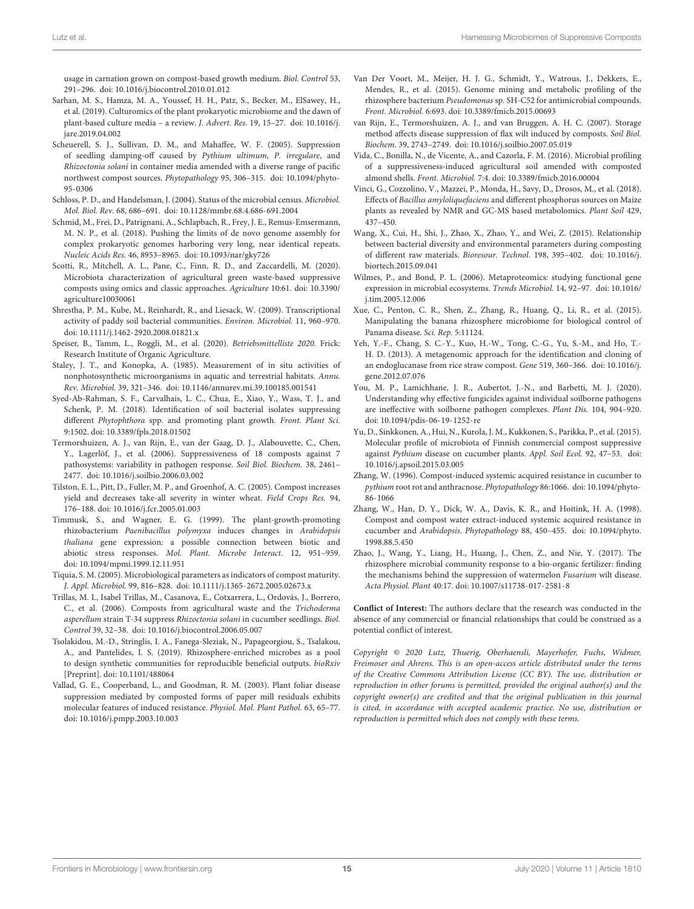usage in carnation grown on compost-based growth medium. *Biol. Control* 53, 291–296. doi: 10.1016/j.biocontrol.2010.01.012

Sarhan, M. S., Hamza, M. A., Youssef, H. H., Patz, S., Becker, M., ElSawey, H., et al. (2019). Culturomics of the plant prokaryotic microbiome and the dawn of plant-based culture media – a review. *J. Advert. Res.* 19, 15–27. doi: 10.1016/j.jare.2019.04.002

Scheuerell, S. J., Sullivan, D. M., and Mahaffee, W. F. (2005). Suppression of seedling damping-off caused by *Pythium ultimum*, *P. irregulare*, and *Rhizoctonia solani* in container media amended with a diverse range of pacific northwest compost sources. *Phytopathology* 95, 306–315. doi: 10.1094/phyto-95-0306

Schloss, P. D., and Handelsman, J. (2004). Status of the microbial census. *Microbiol. Mol. Biol. Rev.* 68, 686–691. doi: 10.1128/mmbr.68.4.686-691.2004

Schmid, M., Frei, D., Patrignani, A., Schlapbach, R., Frey, J. E., Remus-Emsermann, M. N. P., et al. (2018). Pushing the limits of de novo genome assembly for complex prokaryotic genomes harboring very long, near identical repeats. *Nucleic Acids Res.* 46, 8953–8965. doi: 10.1093/nar/gky726

Scotti, R., Mitchell, A. L., Pane, C., Finn, R. D., and Zaccardelli, M. (2020). Microbiota characterization of agricultural green waste-based suppressive composts using omics and classic approaches. *Agriculture* 10:61. doi: 10.3390/agriculture10030061

Shrestha, P. M., Kube, M., Reinhardt, R., and Liesack, W. (2009). Transcriptional activity of paddy soil bacterial communities. *Environ. Microbiol.* 11, 960–970. doi: 10.1111/j.1462-2920.2008.01821.x

Speiser, B., Tamm, L., Roggli, M., et al. (2020). *Betriebsmittelliste 2020*. Frick: Research Institute of Organic Agriculture.

Staley, J. T., and Konopka, A. (1985). Measurement of in situ activities of nonphotosynthetic microorganisms in aquatic and terrestrial habitats. *Annu. Rev. Microbiol.* 39, 321–346. doi: 10.1146/annurev.mi.39.100185.001541

Syed-Ab-Rahman, S. F., Carvalhais, L. C., Chua, E., Xiao, Y., Wass, T. J., and Schenk, P. M. (2018). Identification of soil bacterial isolates suppressing different *Phytophthora* spp. and promoting plant growth. *Front. Plant Sci.* 9:1502. doi: 10.3389/fpls.2018.01502

Termorshuizen, A. J., van Rijn, E., van der Gaag, D. J., Alabouvette, C., Chen, Y., Lagerlöf, J., et al. (2006). Suppressiveness of 18 composts against 7 pathosystems: variability in pathogen response. *Soil Biol. Biochem.* 38, 2461–2477. doi: 10.1016/j.soilbio.2006.03.002

Tilston, E. L., Pitt, D., Fuller, M. P., and Groenhof, A. C. (2005). Compost increases yield and decreases take-all severity in winter wheat. *Field Crops Res.* 94, 176–188. doi: 10.1016/j.fcr.2005.01.003

Timmusk, S., and Wagner, E. G. (1999). The plant-growth-promoting rhizobacterium *Paenibacillus polymyxa* induces changes in *Arabidopsis thaliana* gene expression: a possible connection between biotic and abiotic stress responses. *Mol. Plant. Microbe Interact.* 12, 951–959. doi: 10.1094/mpmi.1999.12.11.951

Tiquia, S. M. (2005). Microbiological parameters as indicators of compost maturity. *J. Appl. Microbiol.* 99, 816–828. doi: 10.1111/j.1365-2672.2005.02673.x

Trillas, M. I., Isabel Trillas, M., Casanova, E., Cotxarrera, L., Ordovás, J., Borrero, C., et al. (2006). Composts from agricultural waste and the *Trichoderma asperellum* strain T-34 suppress *Rhizoctonia solani* in cucumber seedlings. *Biol. Control* 39, 32–38. doi: 10.1016/j.biocontrol.2006.05.007

Tsolakidou, M.-D., Stringlis, I. A., Fanega-Sleziak, N., Papageorgiou, S., Tsalakou, A., and Pantelides, I. S. (2019). Rhizosphere-enriched microbes as a pool to design synthetic communities for reproducible beneficial outputs. *bioRxiv* [Preprint]. doi: 10.1101/488064

Vallad, G. E., Cooperband, L., and Goodman, R. M. (2003). Plant foliar disease suppression mediated by composted forms of paper mill residuals exhibits molecular features of induced resistance. *Physiol. Mol. Plant Pathol.* 63, 65–77. doi: 10.1016/j.pmpp.2003.10.003

Van Der Voort, M., Meijer, H. J. G., Schmidt, Y., Watrous, J., Dekkers, E., Mendes, R., et al. (2015). Genome mining and metabolic profiling of the rhizosphere bacterium *Pseudomonas* sp. SH-C52 for antimicrobial compounds. *Front. Microbiol.* 6:693. doi: 10.3389/fmicb.2015.00693

van Rijn, E., Termorshuizen, A. J., and van Bruggen, A. H. C. (2007). Storage method affects disease suppression of flax wilt induced by composts. *Soil Biol. Biochem.* 39, 2743–2749. doi: 10.1016/j.soilbio.2007.05.019

Vida, C., Bonilla, N., de Vicente, A., and Cazorla, F. M. (2016). Microbial profiling of a suppressiveness-induced agricultural soil amended with composted almond shells. *Front. Microbiol.* 7:4. doi: 10.3389/fmicb.2016.00004

Vinci, G., Cozzolino, V., Mazzei, P., Monda, H., Savy, D., Drosos, M., et al. (2018). Effects of *Bacillus amyloliquefaciens* and different phosphorus sources on Maize plants as revealed by NMR and GC-MS based metabolomics. *Plant Soil* 429, 437–450.

Wang, X., Cui, H., Shi, J., Zhao, X., Zhao, Y., and Wei, Z. (2015). Relationship between bacterial diversity and environmental parameters during composting of different raw materials. *Bioresour. Technol.* 198, 395–402. doi: 10.1016/j.biortech.2015.09.041

Wilmes, P., and Bond, P. L. (2006). Metaproteomics: studying functional gene expression in microbial ecosystems. *Trends Microbiol.* 14, 92–97. doi: 10.1016/j.tim.2005.12.006

Xue, C., Penton, C. R., Shen, Z., Zhang, R., Huang, Q., Li, R., et al. (2015). Manipulating the banana rhizosphere microbiome for biological control of Panama disease. *Sci. Rep.* 5:11124.

Yeh, Y.-F., Chang, S. C.-Y., Kuo, H.-W., Tong, C.-G., Yu, S.-M., and Ho, T.-H. D. (2013). A metagenomic approach for the identification and cloning of an endoglucanase from rice straw compost. *Gene* 519, 360–366. doi: 10.1016/j.gene.2012.07.076

You, M. P., Lamichhane, J. R., Aubertot, J.-N., and Barbetti, M. J. (2020). Understanding why effective fungicides against individual soilborne pathogens are ineffective with soilborne pathogen complexes. *Plant Dis.* 104, 904–920. doi: 10.1094/pdis-06-19-1252-re

Yu, D., Sinkkonen, A., Hui, N., Kurola, J. M., Kukkonen, S., Parikka, P., et al. (2015). Molecular profile of microbiota of Finnish commercial compost suppressive against *Pythium* disease on cucumber plants. *Appl. Soil Ecol.* 92, 47–53. doi: 10.1016/j.apsoil.2015.03.005

Zhang, W. (1996). Compost-induced systemic acquired resistance in cucumber to *pythium* root rot and anthracnose. *Phytopathology* 86:1066. doi: 10.1094/phyto-86-1066

Zhang, W., Han, D. Y., Dick, W. A., Davis, K. R., and Hoitink, H. A. (1998). Compost and compost water extract-induced systemic acquired resistance in cucumber and *Arabidopsis*. *Phytopathology* 88, 450–455. doi: 10.1094/phyto.1998.88.5.450

Zhao, J., Wang, Y., Liang, H., Huang, J., Chen, Z., and Nie, Y. (2017). The rhizosphere microbial community response to a bio-organic fertilizer: finding the mechanisms behind the suppression of watermelon *Fusarium* wilt disease. *Acta Physiol. Plant* 40:17. doi: 10.1007/s11738-017-2581-8

**Conflict of Interest:** The authors declare that the research was conducted in the absence of any commercial or financial relationships that could be construed as a potential conflict of interest.

*Copyright © 2020 Lutz, Thuerig, Oberhaensli, Mayerhofer, Fuchs, Widmer, Freimoser and Ahrens. This is an open-access article distributed under the terms of the Creative Commons Attribution License (CC BY). The use, distribution or reproduction in other forums is permitted, provided the original author(s) and the copyright owner(s) are credited and that the original publication in this journal is cited, in accordance with accepted academic practice. No use, distribution or reproduction is permitted which does not comply with these terms.*